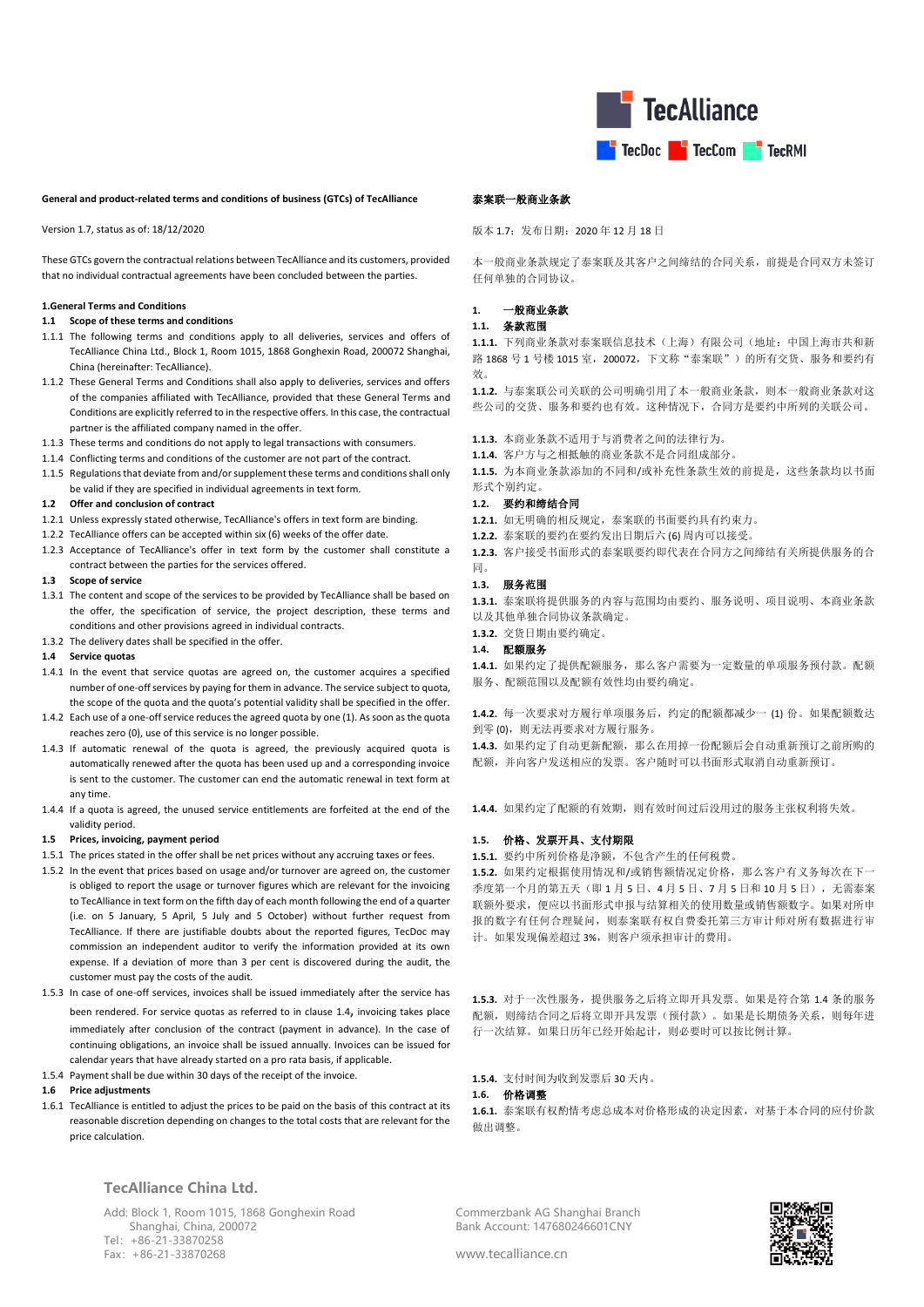**General and product-related terms and conditions of business (GTCs) of TecAlliance**

Version 1.7, status as of: 18/12/2020

These GTCs govern the contractual relations between TecAlliance and its customers, provided that no individual contractual agreements have been concluded between the parties.

## 1.General Terms and Conditions

### 1.1 Scope of these terms and conditions

1.1.1 The following terms and conditions apply to all deliveries, services and offers of TecAlliance China Ltd., Block 1, Room 1015, 1868 Gonghexin Road, 200072 Shanghai, China (hereinafter: TecAlliance).

1.1.2 These General Terms and Conditions shall also apply to deliveries, services and offers of the companies affiliated with TecAlliance, provided that these General Terms and Conditions are explicitly referred to in the respective offers. In this case, the contractual partner is the affiliated company named in the offer.

1.1.3 These terms and conditions do not apply to legal transactions with consumers.

1.1.4 Conflicting terms and conditions of the customer are not part of the contract.

1.1.5 Regulations that deviate from and/or supplement these terms and conditions shall only be valid if they are specified in individual agreements in text form.

### 1.2 Offer and conclusion of contract

1.2.1 Unless expressly stated otherwise, TecAlliance's offers in text form are binding.

1.2.2 TecAlliance offers can be accepted within six (6) weeks of the offer date.

1.2.3 Acceptance of TecAlliance's offer in text form by the customer shall constitute a contract between the parties for the services offered.

### 1.3 Scope of service

1.3.1 The content and scope of the services to be provided by TecAlliance shall be based on the offer, the specification of service, the project description, these terms and conditions and other provisions agreed in individual contracts.

1.3.2 The delivery dates shall be specified in the offer.

### 1.4 Service quotas

1.4.1 In the event that service quotas are agreed on, the customer acquires a specified number of one-off services by paying for them in advance. The service subject to quota, the scope of the quota and the quota's potential validity shall be specified in the offer.

1.4.2 Each use of a one-off service reduces the agreed quota by one (1). As soon as the quota reaches zero (0), use of this service is no longer possible.

1.4.3 If automatic renewal of the quota is agreed, the previously acquired quota is automatically renewed after the quota has been used up and a corresponding invoice is sent to the customer. The customer can end the automatic renewal in text form at any time.

1.4.4 If a quota is agreed, the unused service entitlements are forfeited at the end of the validity period.

### 1.5 Prices, invoicing, payment period

1.5.1 The prices stated in the offer shall be net prices without any accruing taxes or fees.

1.5.2 In the event that prices based on usage and/or turnover are agreed, the customer is obliged to report the usage or turnover figures which are relevant for the invoicing to TecAlliance in text form on the fifth day of each month following the end of a quarter (i.e. on 5 January, 5 April, 5 July and 5 October) without further request from TecAlliance. If there are justifiable doubts about the reported figures, TecDoc may commission an independent auditor to verify the information provided at its own expense. If a deviation of more than 3 per cent is discovered during the audit, the customer must pay the costs of the audit.

1.5.3 In case of one-off services, invoices shall be issued immediately after the service has been rendered. For service quotas as referred to in clause 1.4, invoicing takes place immediately after conclusion of the contract (payment in advance). In the case of continuing obligations, an invoice shall be issued annually. Invoices can be issued for calendar years that have already started on a pro rata basis, if applicable.

1.5.4 Payment shall be due within 30 days of the receipt of the invoice.

### 1.6 Price adjustments

1.6.1 TecAlliance is entitled to adjust the prices to be paid on the basis of this contract at its reasonable discretion depending on changes to the total costs that are relevant for the price calculation.

**泰案联一般商业条款**

版本 1.7；发布日期：2020 年 12 月 18 日

本一般商业条款规定了泰案联及其客户之间缔结的合同关系，前提是合同双方未签订任何单独的合同协议。

## 1. 一般商业条款

### 1.1. 条款范围

**1.1.1.** 下列商业条款对泰案联信息技术（上海）有限公司（地址：中国上海市共和新路 1868 号 1 号楼 1015 室，200072，下文称"泰案联"）的所有交货、服务和要约有效。

**1.1.2.** 与泰案联公司关联的公司明确引用了本一般商业条款，则本一般商业条款对这些公司的交货、服务和要约也有效。这种情况下，合同方是要约中所列的关联公司。

**1.1.3.** 本商业条款不适用于与消费者之间的法律行为。

**1.1.4.** 客户方与之相抵触的商业条款不是合同组成部分。

**1.1.5.** 为本商业条款添加的不同和/或补充性条款生效的前提是，这些条款均以书面形式个别约定。

### 1.2. 要约和缔结合同

**1.2.1.** 如无明确的相反规定，泰案联的书面要约具有约束力。

**1.2.2.** 泰案联的要约在要约发出日期后六 (6) 周内可以接受。

**1.2.3.** 客户接受书面形式的泰案联要约即代表在合同方之间缔结有关所提供服务的合同。

### 1.3. 服务范围

**1.3.1.** 泰案联将提供服务的内容与范围均由要约、服务说明、项目说明、本商业条款以及其他单独合同协议条款确定。

**1.3.2.** 交货日期由要约确定。

### 1.4. 配额服务

**1.4.1.** 如果约定了提供配额服务，那么客户需要为一定数量的单项服务预付款。配额服务、配额范围以及配额有效性均由要约确定。

**1.4.2.** 每一次要求对方履行单项服务后，约定的配额都减少一 (1) 份。如果配额数达到零 (0)，则无法再要求对方履行服务。

**1.4.3.** 如果约定了自动更新配额，那么在用掉一份配额后会自动重新预订之前所购的配额，并向客户发送相应的发票。客户随时可以书面形式取消自动重新预订。

**1.4.4.** 如果约定了配额的有效期，则有效时间过后没用过的服务主张权利将失效。

### 1.5. 价格、发票开具、支付期限

**1.5.1.** 要约中所列价格是净额，不包含产生的任何税费。

**1.5.2.** 如果约定根据使用情况和/或销售额情况定价，那么客户有义务每次在下一季度第一个月的第五天（即 1 月 5 日、4 月 5 日、7 月 5 日和 10 月 5 日），无需泰案联额外要求，便应以书面形式申报与结算相关的使用数量或销售额数字。如果对所申报的数字存在任何合理疑问，则泰案联有权自费委托第三方审计师对所有数据进行审计。如果发现偏差超过 3%，则客户须承担审计的费用。

**1.5.3.** 对于一次性服务，提供服务之后将立即开具发票。如果是符合第 1.4 条的服务配额，则缔结合同之后将立即开具发票（预付款）。如果是长期债务关系，则每年进行一次结算。如果日历年已经开始起计，则必要时可以按比例计算。

**1.5.4.** 支付时间为收到发票后 30 天内。

### 1.6. 价格调整

**1.6.1.** 泰案联有权酌情考虑总成本对价格形成的决定因素，对基于本合同的应付价款做出调整。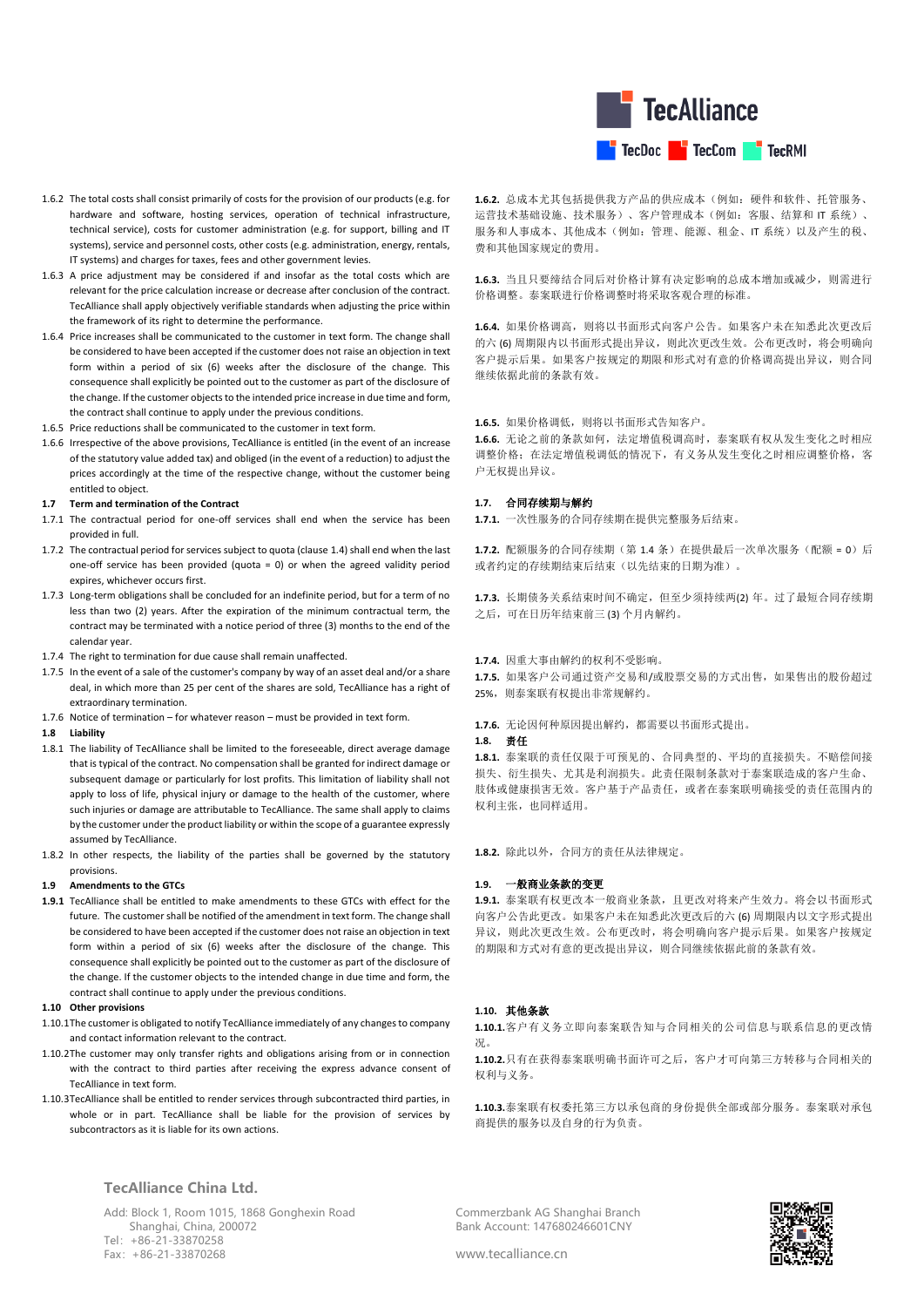1.6.2 The total costs shall consist primarily of costs for the provision of our products (e.g. for hardware and software, hosting services, operation of technical infrastructure, technical service), costs for customer administration (e.g. for support, billing and IT systems), service and personnel costs, other costs (e.g. administration, energy, rentals, IT systems) and charges for taxes, fees and other government levies.

1.6.3 A price adjustment may be considered if and insofar as the total costs which are relevant for the price calculation increase or decrease after conclusion of the contract. TecAlliance shall apply objectively verifiable standards when adjusting the price within the framework of its right to determine the performance.

1.6.4 Price increases shall be communicated to the customer in text form. The change shall be considered to have been accepted if the customer does not raise an objection in text form within a period of six (6) weeks after the disclosure of the change. This consequence shall explicitly be pointed out to the customer as part of the disclosure of the change. If the customer objects to the intended price increase in due time and form, the contract shall continue to apply under the previous conditions.

1.6.5 Price reductions shall be communicated to the customer in text form.

1.6.6 Irrespective of the above provisions, TecAlliance is entitled (in the event of an increase of the statutory value added tax) and obliged (in the event of a reduction) to adjust the prices accordingly at the time of the respective change, without the customer being entitled to object.

**1.7 Term and termination of the Contract**

1.7.1 The contractual period for one-off services shall end when the service has been provided in full.

1.7.2 The contractual period for services subject to quota (clause 1.4) shall end when the last one-off service has been provided (quota = 0) or when the agreed validity period expires, whichever occurs first.

1.7.3 Long-term obligations shall be concluded for an indefinite period, but for a term of no less than two (2) years. After the expiration of the minimum contractual term, the contract may be terminated with a notice period of three (3) months to the end of the calendar year.

1.7.4 The right to termination for due cause shall remain unaffected.

1.7.5 In the event of a sale of the customer's company by way of an asset deal and/or a share deal, in which more than 25 per cent of the shares are sold, TecAlliance has a right of extraordinary termination.

1.7.6 Notice of termination – for whatever reason – must be provided in text form.

**1.8 Liability**

1.8.1 The liability of TecAlliance shall be limited to the foreseeable, direct average damage that is typical of the contract. No compensation shall be granted for indirect damage or subsequent damage or particularly for lost profits. This limitation of liability shall not apply to loss of life, physical injury or damage to the health of the customer, where such injuries or damage are attributable to TecAlliance. The same shall apply to claims by the customer under the product liability or within the scope of a guarantee expressly assumed by TecAlliance.

1.8.2 In other respects, the liability of the parties shall be governed by the statutory provisions.

**1.9 Amendments to the GTCs**

**1.9.1** TecAlliance shall be entitled to make amendments to these GTCs with effect for the future. The customer shall be notified of the amendment in text form. The change shall be considered to have been accepted if the customer does not raise an objection in text form within a period of six (6) weeks after the disclosure of the change. This consequence shall explicitly be pointed out to the customer as part of the disclosure of the change. If the customer objects to the intended change in due time and form, the contract shall continue to apply under the previous conditions.

**1.10 Other provisions**

1.10.1 The customer is obligated to notify TecAlliance immediately of any changes to company and contact information relevant to the contract.

1.10.2 The customer may only transfer rights and obligations arising from or in connection with the contract to third parties after receiving the express advance consent of TecAlliance in text form.

1.10.3 TecAlliance shall be entitled to render services through subcontracted third parties, in whole or in part. TecAlliance shall be liable for the provision of services by subcontractors as it is liable for its own actions.

**1.6.2.** 总成本尤其包括提供我方产品的供应成本（例如：硬件和软件、托管服务、运营技术基础设施、技术服务）、客户管理成本（例如：客服、结算和 IT 系统）、服务和人事成本、其他成本（例如：管理、能源、租金、IT 系统）以及产生的税、费和其他国家规定的费用。

**1.6.3.** 当且只要缔结合同后对价格计算有决定影响的总成本增加或减少，则需进行价格调整。泰案联进行价格调整时将采取客观合理的标准。

**1.6.4.** 如果价格调高，则将以书面形式向客户公告。如果客户未在知悉此次更改后的六 (6) 周期限内以书面形式提出异议，则此次更改生效。公布更改时，将会明确向客户提示后果。如果客户按规定的期限和形式对有意的价格调高提出异议，则合同继续依据此前的条款有效。

**1.6.5.** 如果价格调低，则将以书面形式告知客户。

**1.6.6.** 无论之前的条款如何，法定增值税调高时，泰案联有权从发生变化之时相应调整价格；在法定增值税调低的情况下，有义务从发生变化之时相应调整价格，客户无权提出异议。

**1.7. 合同存续期与解约**

**1.7.1.** 一次性服务的合同存续期在提供完整服务后结束。

**1.7.2.** 配额服务的合同存续期（第 1.4 条）在提供最后一次单次服务（配额 = 0）后或者约定的存续期结束后结束（以先结束的日期为准）。

**1.7.3.** 长期债务关系结束时间不确定，但至少须持续两(2) 年。过了最短合同存续期之后，可在日历年结束前三 (3) 个月内解约。

**1.7.4.** 因重大事由解约的权利不受影响。

**1.7.5.** 如果客户公司通过资产交易和/或股票交易的方式出售，如果售出的股份超过 25%，则泰案联有权提出非常规解约。

**1.7.6.** 无论因何种原因提出解约，都需要以书面形式提出。

**1.8. 责任**

**1.8.1.** 泰案联的责任仅限于可预见的、合同典型的、平均的直接损失。不赔偿间接损失、衍生损失、尤其是利润损失。此责任限制条款对于泰案联造成的客户生命、肢体或健康损害无效。客户基于产品责任，或者在泰案联明确接受的责任范围内的权利主张，也同样适用。

**1.8.2.** 除此以外，合同方的责任从法律规定。

**1.9. 一般商业条款的变更**

**1.9.1.** 泰案联有权更改本一般商业条款，且更改对将来产生效力。将会以书面形式向客户公告此更改。如果客户未在知悉此次更改后的六 (6) 周期限内以文字形式提出异议，则此次更改生效。公布更改时，将会明确向客户提示后果。如果客户按规定的期限和方式对有意的更改提出异议，则合同继续依据此前的条款有效。

**1.10. 其他条款**

**1.10.1.** 客户有义务立即向泰案联告知与合同相关的公司信息与联系信息的更改情况。

**1.10.2.** 只有在获得泰案联明确书面许可之后，客户才可向第三方转移与合同相关的权利与义务。

**1.10.3.** 泰案联有权委托第三方以承包商的身份提供全部或部分服务。泰案联对承包商提供的服务以及自身的行为负责。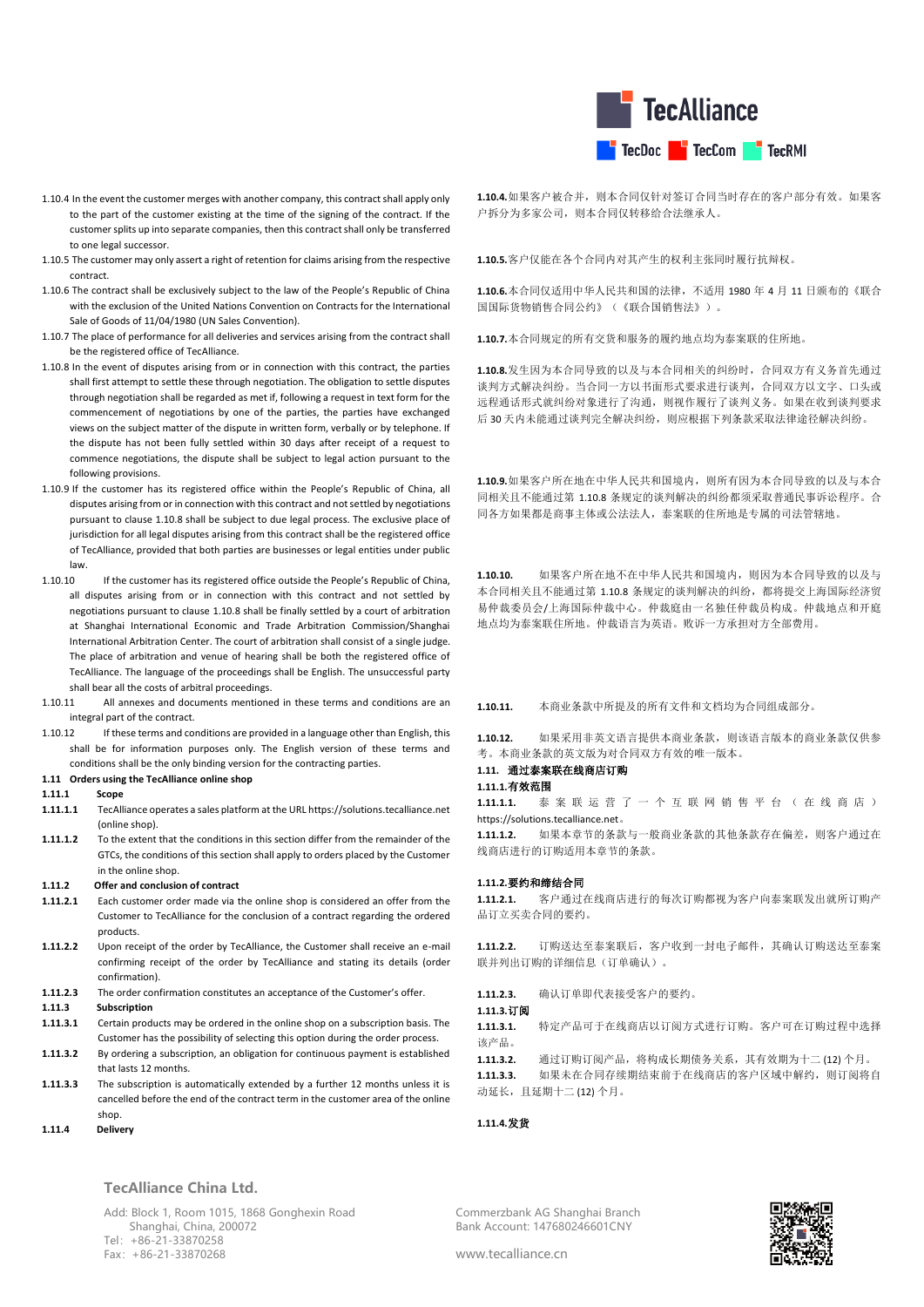1.10.4 In the event the customer merges with another company, this contract shall apply only to the part of the customer existing at the time of the signing of the contract. If the customer splits up into separate companies, then this contract shall only be transferred to one legal successor.

1.10.5 The customer may only assert a right of retention for claims arising from the respective contract.

1.10.6 The contract shall be exclusively subject to the law of the People's Republic of China with the exclusion of the United Nations Convention on Contracts for the International Sale of Goods of 11/04/1980 (UN Sales Convention).

1.10.7 The place of performance for all deliveries and services arising from the contract shall be the registered office of TecAlliance.

1.10.8 In the event of disputes arising from or in connection with this contract, the parties shall first attempt to settle these through negotiation. The obligation to settle disputes through negotiation shall be regarded as met if, following a request in text form for the commencement of negotiations by one of the parties, the parties have exchanged views on the subject matter of the dispute in written form, verbally or by telephone. If the dispute has not been fully settled within 30 days after receipt of a request to commence negotiations, the dispute shall be subject to legal action pursuant to the following provisions.

1.10.9 If the customer has its registered office within the People's Republic of China, all disputes arising from or in connection with this contract and not settled by negotiations pursuant to clause 1.10.8 shall be subject to due legal process. The exclusive place of jurisdiction for all legal disputes arising from this contract shall be the registered office of TecAlliance, provided that both parties are businesses or legal entities under public law.

1.10.10 If the customer has its registered office outside the People's Republic of China, all disputes arising from or in connection with this contract and not settled by negotiations pursuant to clause 1.10.8 shall be finally settled by a court of arbitration at Shanghai International Economic and Trade Arbitration Commission/Shanghai International Arbitration Center. The court of arbitration shall consist of a single judge. The place of arbitration and venue of hearing shall be both the registered office of TecAlliance. The language of the proceedings shall be English. The unsuccessful party shall bear all the costs of arbitral proceedings.

1.10.11 All annexes and documents mentioned in these terms and conditions are an integral part of the contract.

1.10.12 If these terms and conditions are provided in a language other than English, this shall be for information purposes only. The English version of these terms and conditions shall be the only binding version for the contracting parties.

**1.11 Orders using the TecAlliance online shop**

**1.11.1 Scope**

**1.11.1.1** TecAlliance operates a sales platform at the URL https://solutions.tecalliance.net (online shop).

**1.11.1.2** To the extent that the conditions in this section differ from the remainder of the GTCs, the conditions of this section shall apply to orders placed by the Customer in the online shop.

**1.11.2 Offer and conclusion of contract**

**1.11.2.1** Each customer order made via the online shop is considered an offer from the Customer to TecAlliance for the conclusion of a contract regarding the ordered products.

**1.11.2.2** Upon receipt of the order by TecAlliance, the Customer shall receive an e-mail confirming receipt of the order by TecAlliance and stating its details (order confirmation).

**1.11.2.3** The order confirmation constitutes an acceptance of the Customer's offer.

**1.11.3 Subscription**

**1.11.3.1** Certain products may be ordered in the online shop on a subscription basis. The Customer has the possibility of selecting this option during the order process.

**1.11.3.2** By ordering a subscription, an obligation for continuous payment is established that lasts 12 months.

**1.11.3.3** The subscription is automatically extended by a further 12 months unless it is cancelled before the end of the contract term in the customer area of the online shop.

**1.11.4 Delivery**

**1.10.4.** 如果客户被合并，则本合同仅针对签订合同当时存在的客户部分有效。如果客户拆分为多家公司，则本合同仅转移给合法继承人。

**1.10.5.** 客户仅能在各个合同内对其产生的权利主张同时履行抗辩权。

**1.10.6.** 本合同仅适用中华人民共和国的法律，不适用 1980 年 4 月 11 日颁布的《联合国国际货物销售合同公约》（《联合国销售法》）。

**1.10.7.** 本合同规定的所有交货和服务的履约地点均为泰案联的住所地。

**1.10.8.** 发生因为本合同导致的以及与本合同相关的纠纷时，合同双方有义务首先通过谈判方式解决纠纷。当合同一方以书面形式要求进行谈判，合同双方以文字、口头或远程通话形式就纠纷对象进行了沟通，则视作履行了谈判义务。如果在收到谈判要求后 30 天内未能通过谈判完全解决纠纷，则应根据下列条款采取法律途径解决纠纷。

**1.10.9.** 如果客户所在地在中华人民共和国境内，则所有因为本合同导致的以及与本合同相关且不能通过第 1.10.8 条规定的谈判解决的纠纷都须采取普通民事诉讼程序。合同各方如果都是商事主体或公法法人，泰案联的住所地是专属的司法管辖地。

**1.10.10.** 如果客户所在地不在中华人民共和国境内，则因为本合同导致的以及与本合同相关且不能通过第 1.10.8 条规定的谈判解决的纠纷，都将提交上海国际经济贸易仲裁委员会/上海国际仲裁中心。仲裁庭由一名独任仲裁员构成。仲裁地点和开庭地点均为泰案联住所地。仲裁语言为英语。败诉一方承担对方全部费用。

**1.10.11.** 本商业条款中所提及的所有文件和文档均为合同组成部分。

**1.10.12.** 如果采用非英文语言提供本商业条款，则该语言版本的商业条款仅供参考。本商业条款的英文版为对合同双方有效的唯一版本。

**1.11. 通过泰案联在线商店订购**

**1.11.1. 有效范围**

**1.11.1.1.** 泰案联运营了一个互联网销售平台（在线商店）https://solutions.tecalliance.net。

**1.11.1.2.** 如果本章节的条款与一般商业条款的其他条款存在偏差，则客户通过在线商店进行的订购适用本章节的条款。

**1.11.2. 要约和缔结合同**

**1.11.2.1.** 客户通过在线商店进行的每次订购都视为客户向泰案联发出就所订购产品订立买卖合同的要约。

**1.11.2.2.** 订购送达至泰案联后，客户收到一封电子邮件，其确认订购送达至泰案联并列出订购的详细信息（订单确认）。

**1.11.2.3.** 确认订单即代表接受客户的要约。

**1.11.3. 订阅**

**1.11.3.1.** 特定产品可于在线商店以订阅方式进行订购。客户可在订购过程中选择该产品。

**1.11.3.2.** 通过订购订阅产品，将构成长期债务关系，其有效期为十二 (12) 个月。

**1.11.3.3.** 如果未在合同存续期结束前于在线商店的客户区域中解约，则订阅将自动延长，且延期十二 (12) 个月。

**1.11.4. 发货**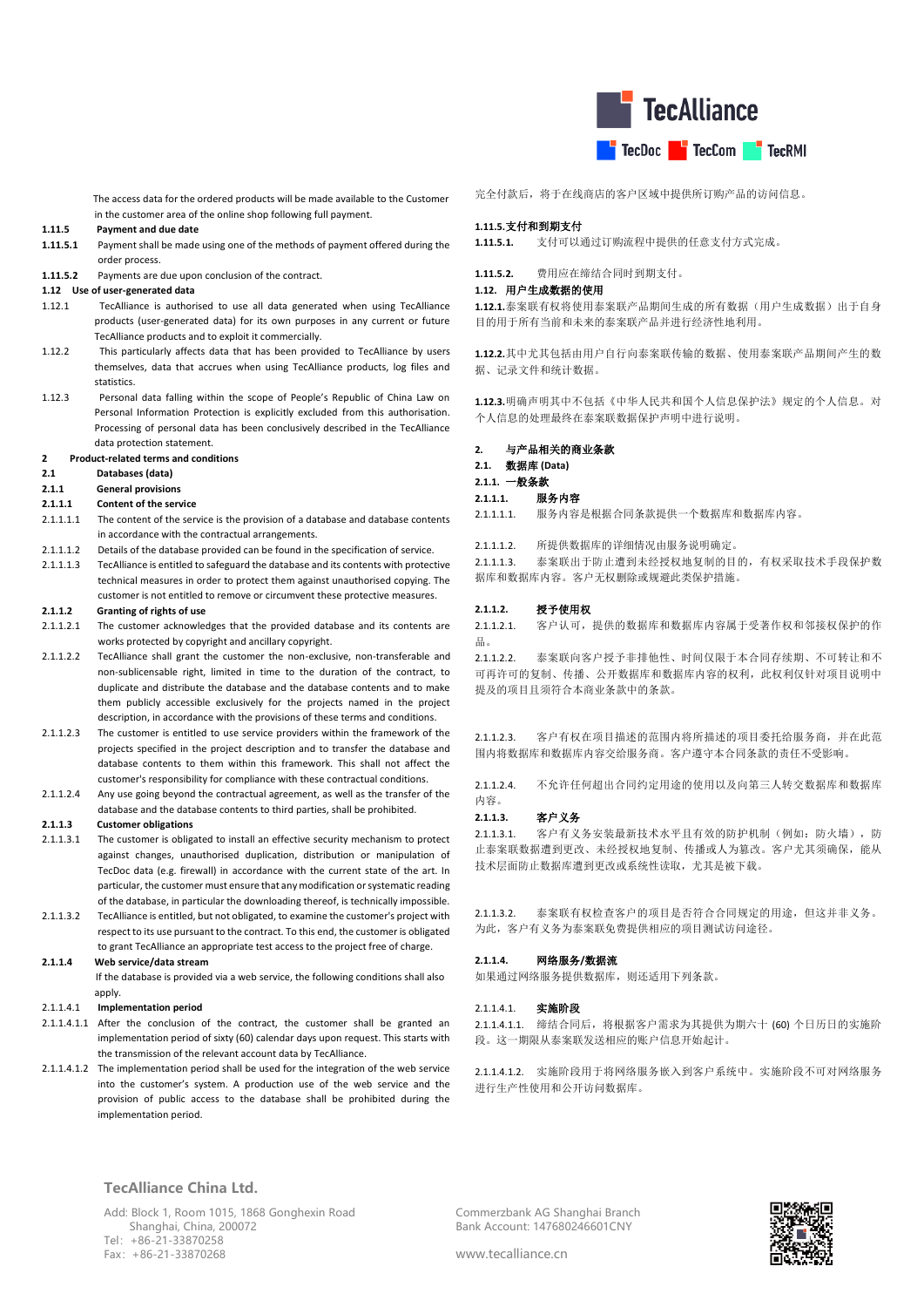The access data for the ordered products will be made available to the Customer in the customer area of the online shop following full payment.

**1.11.5 Payment and due date**

**1.11.5.1** Payment shall be made using one of the methods of payment offered during the order process.

**1.11.5.2** Payments are due upon conclusion of the contract.

**1.12 Use of user-generated data**

1.12.1 TecAlliance is authorised to use all data generated when using TecAlliance products (user-generated data) for its own purposes in any current or future TecAlliance products and to exploit it commercially.

1.12.2 This particularly affects data that has been provided to TecAlliance by users themselves, data that accrues when using TecAlliance products, log files and statistics.

1.12.3 Personal data falling within the scope of People's Republic of China Law on Personal Information Protection is explicitly excluded from this authorisation. Processing of personal data has been conclusively described in the TecAlliance data protection statement.

**2 Product-related terms and conditions**

**2.1 Databases (data)**

**2.1.1 General provisions**

**2.1.1.1 Content of the service**

2.1.1.1.1 The content of the service is the provision of a database and database contents in accordance with the contractual arrangements.

2.1.1.1.2 Details of the database provided can be found in the specification of service.

2.1.1.1.3 TecAlliance is entitled to safeguard the database and its contents with protective technical measures in order to protect them against unauthorised copying. The customer is not entitled to remove or circumvent these protective measures.

**2.1.1.2 Granting of rights of use**

2.1.1.2.1 The customer acknowledges that the provided database and its contents are works protected by copyright and ancillary copyright.

2.1.1.2.2 TecAlliance shall grant the customer the non-exclusive, non-transferable and non-sublicensable right, limited in time to the duration of the contract, to duplicate and distribute the database and the database contents and to make them publicly accessible exclusively for the projects named in the project description, in accordance with the provisions of these terms and conditions.

2.1.1.2.3 The customer is entitled to use service providers within the framework of the projects specified in the project description and to transfer the database and database contents to them within this framework. This shall not affect the customer's responsibility for compliance with these contractual conditions.

2.1.1.2.4 Any use going beyond the contractual agreement, as well as the transfer of the database and the database contents to third parties, shall be prohibited.

**2.1.1.3 Customer obligations**

2.1.1.3.1 The customer is obligated to install an effective security mechanism to protect against changes, unauthorised duplication, distribution or manipulation of TecDoc data (e.g. firewall) in accordance with the current state of the art. In particular, the customer must ensure that any modification or systematic reading of the database, in particular the downloading thereof, is technically impossible.

2.1.1.3.2 TecAlliance is entitled, but not obligated, to examine the customer's project with respect to its use pursuant to the contract. To this end, the customer is obligated to grant TecAlliance an appropriate test access to the project free of charge.

**2.1.1.4 Web service/data stream**

If the database is provided via a web service, the following conditions shall also apply.

2.1.1.4.1 **Implementation period**

2.1.1.4.1.1 After the conclusion of the contract, the customer shall be granted an implementation period of sixty (60) calendar days upon request. This starts with the transmission of the relevant account data by TecAlliance.

2.1.1.4.1.2 The implementation period shall be used for the integration of the web service into the customer's system. A production use of the web service and the provision of public access to the database shall be prohibited during the implementation period.

完全付款后，将于在线商店的客户区域中提供所订购产品的访问信息。

**1.11.5.支付和到期支付**

**1.11.5.1.** 支付可以通过订购流程中提供的任意支付方式完成。

**1.11.5.2.** 费用应在缔结合同时到期支付。

**1.12. 用户生成数据的使用**

**1.12.1.**泰案联有权将使用泰案联产品期间生成的所有数据（用户生成数据）出于自身目的用于所有当前和未来的泰案联产品并进行经济性地利用。

**1.12.2.**其中尤其包括由用户自行向泰案联传输的数据、使用泰案联产品期间产生的数据、记录文件和统计数据。

**1.12.3.**明确声明其中不包括《中华人民共和国个人信息保护法》规定的个人信息。对个人信息的处理最终在泰案联数据保护声明中进行说明。

**2. 与产品相关的商业条款**

**2.1. 数据库 (Data)**

**2.1.1. 一般条款**

**2.1.1.1. 服务内容**

2.1.1.1.1. 服务内容是根据合同条款提供一个数据库和数据库内容。

2.1.1.1.2. 所提供数据库的详细情况由服务说明确定。

2.1.1.1.3. 泰案联出于防止遭到未经授权地复制的目的，有权采取技术手段保护数据库和数据库内容。客户无权删除或规避此类保护措施。

**2.1.1.2. 授予使用权**

2.1.1.2.1. 客户认可，提供的数据库和数据库内容属于受著作权和邻接权保护的作品。

2.1.1.2.2. 泰案联向客户授予非排他性、时间仅限于本合同存续期、不可转让和不可再许可的复制、传播、公开数据库和数据库内容的权利，此权利仅针对项目说明中提及的项目且须符合本商业条款中的条款。

2.1.1.2.3. 客户有权在项目描述的范围内将所描述的项目委托给服务商，并在此范围内将数据库和数据库内容交给服务商。客户遵守本合同条款的责任不受影响。

2.1.1.2.4. 不允许任何超出合同约定用途的使用以及向第三人转交数据库和数据库内容。

**2.1.1.3. 客户义务**

2.1.1.3.1. 客户有义务安装最新技术水平且有效的防护机制（例如：防火墙），防止泰案联数据遭到更改、未经授权地复制、传播或人为篡改。客户尤其须确保，能从技术层面防止数据库遭到更改或系统性读取，尤其是被下载。

2.1.1.3.2. 泰案联有权检查客户的项目是否符合合同规定的用途，但这并非义务。为此，客户有义务为泰案联免费提供相应的项目测试访问途径。

**2.1.1.4. 网络服务/数据流**

如果通过网络服务提供数据库，则还适用下列条款。

2.1.1.4.1. **实施阶段**

2.1.1.4.1.1. 缔结合同后，将根据客户需求为其提供为期六十 (60) 个日历日的实施阶段。这一期限从泰案联发送相应的账户信息开始起计。

2.1.1.4.1.2. 实施阶段用于将网络服务嵌入到客户系统中。实施阶段不可对网络服务进行生产性使用和公开访问数据库。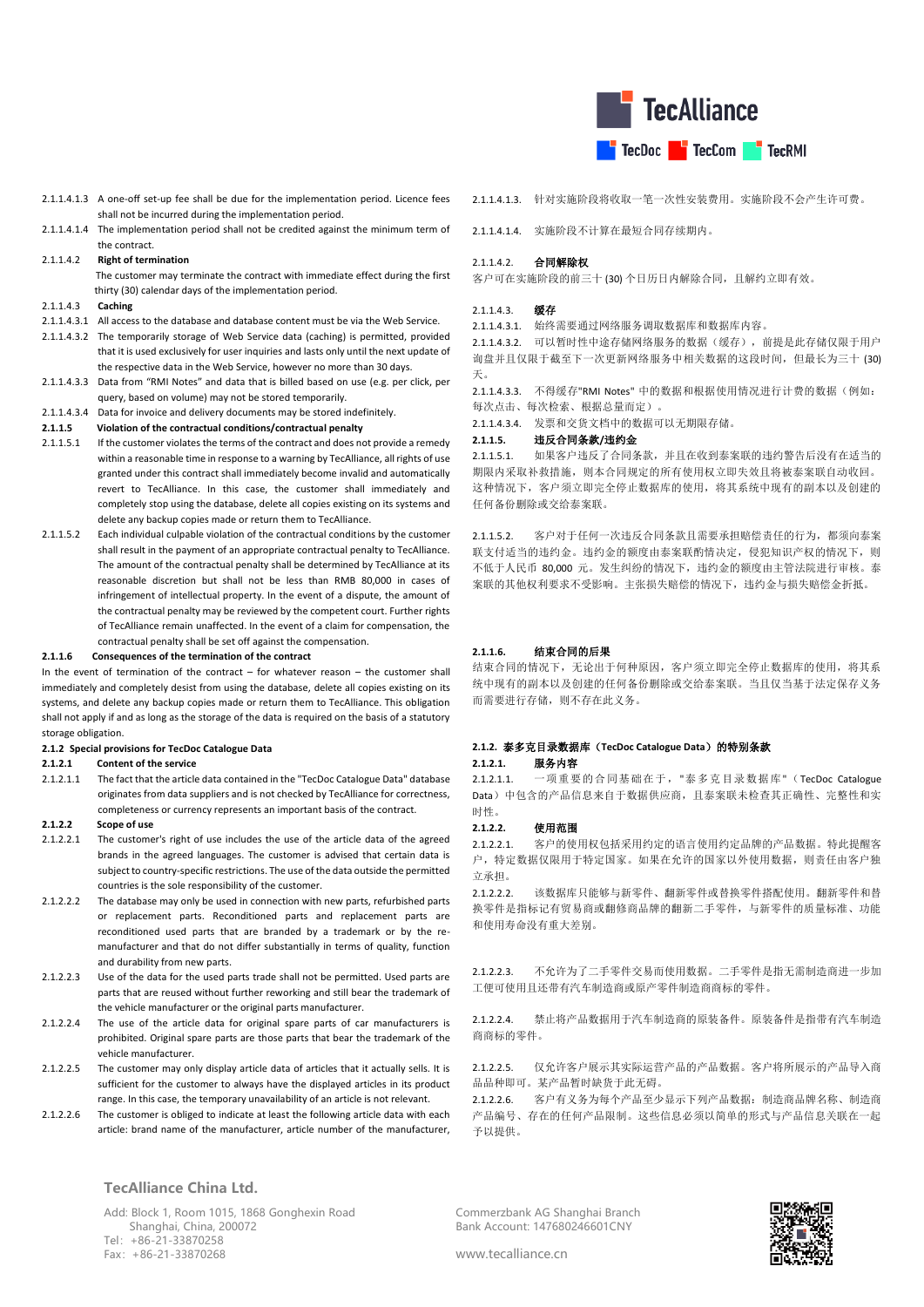2.1.1.4.1.3 A one-off set-up fee shall be due for the implementation period. Licence fees shall not be incurred during the implementation period.

2.1.1.4.1.4 The implementation period shall not be credited against the minimum term of the contract.

2.1.1.4.2 **Right of termination**

The customer may terminate the contract with immediate effect during the first thirty (30) calendar days of the implementation period.

2.1.1.4.3 **Caching**

2.1.1.4.3.1 All access to the database and database content must be via the Web Service.

2.1.1.4.3.2 The temporarily storage of Web Service data (caching) is permitted, provided that it is used exclusively for user inquiries and lasts only until the next update of the respective data in the Web Service, however no more than 30 days.

2.1.1.4.3.3 Data from "RMI Notes" and data that is billed based on use (e.g. per click, per query, based on volume) may not be stored temporarily.

2.1.1.4.3.4 Data for invoice and delivery documents may be stored indefinitely.

**2.1.1.5 Violation of the contractual conditions/contractual penalty**

2.1.1.5.1 If the customer violates the terms of the contract and does not provide a remedy within a reasonable time in response to a warning by TecAlliance, all rights of use granted under this contract shall immediately become invalid and automatically revert to TecAlliance. In this case, the customer shall immediately and completely stop using the database, delete all copies existing on its systems and delete any backup copies made or return them to TecAlliance.

2.1.1.5.2 Each individual culpable violation of the contractual conditions by the customer shall result in the payment of an appropriate contractual penalty to TecAlliance. The amount of the contractual penalty shall be determined by TecAlliance at its reasonable discretion but shall not be less than RMB 80,000 in cases of infringement of intellectual property. In the event of a dispute, the amount of the contractual penalty may be reviewed by the competent court. Further rights of TecAlliance remain unaffected. In the event of a claim for compensation, the contractual penalty shall be set off against the compensation.

**2.1.1.6 Consequences of the termination of the contract**

In the event of termination of the contract – for whatever reason – the customer shall immediately and completely desist from using the database, delete all copies existing on its systems, and delete any backup copies made or return them to TecAlliance. This obligation shall not apply if and as long as the storage of the data is required on the basis of a statutory storage obligation.

**2.1.2 Special provisions for TecDoc Catalogue Data**

**2.1.2.1 Content of the service**

2.1.2.1.1 The fact that the article data contained in the "TecDoc Catalogue Data" database originates from data suppliers and is not checked by TecAlliance for correctness, completeness or currency represents an important basis of the contract.

**2.1.2.2 Scope of use**

2.1.2.2.1 The customer's right of use includes the use of the article data of the agreed brands in the agreed languages. The customer is advised that certain data is subject to country-specific restrictions. The use of the data outside the permitted countries is the sole responsibility of the customer.

2.1.2.2.2 The database may only be used in connection with new parts, refurbished parts or replacement parts. Reconditioned parts and replacement parts are reconditioned used parts that are branded by a trademark or by the re-manufacturer and that do not differ substantially in terms of quality, function and durability from new parts.

2.1.2.2.3 Use of the data for the used parts trade shall not be permitted. Used parts are parts that are reused without further reworking and still bear the trademark of the vehicle manufacturer or the original parts manufacturer.

2.1.2.2.4 The use of the article data for original spare parts of car manufacturers is prohibited. Original spare parts are those parts that bear the trademark of the vehicle manufacturer.

2.1.2.2.5 The customer may only display article data of articles that it actually sells. It is sufficient for the customer to always have the displayed articles in its product range. In this case, the temporary unavailability of an article is not relevant.

2.1.2.2.6 The customer is obliged to indicate at least the following article data with each article: brand name of the manufacturer, article number of the manufacturer,

2.1.1.4.1.3. 针对实施阶段将收取一笔一次性安装费用。实施阶段不会产生许可费。

2.1.1.4.1.4. 实施阶段不计算在最短合同存续期内。

2.1.1.4.2. **合同解除权**

客户可在实施阶段的前三十 (30) 个日历日内解除合同，且解约立即有效。

2.1.1.4.3. **缓存**

2.1.1.4.3.1. 始终需要通过网络服务调取数据库和数据库内容。

2.1.1.4.3.2. 可以暂时性地储存网络服务的数据（缓存），前提是此存储仅限于用户询盘并且仅限于截至下一次更新网络服务中相关数据的这段时间，但最长为三十 (30) 天。

2.1.1.4.3.3. 不得缓存"RMI Notes" 中的数据和根据使用情况进行计费的数据（例如：每次点击、每次检索、根据总量而定）。

2.1.1.4.3.4. 发票和交货文档中的数据可以无期限存储。

**2.1.1.5. 违反合同条款/违约金**

2.1.1.5.1. 如果客户违反了合同条款，并且在收到泰案联的违约警告后没有在适当的期限内采取补救措施，则本合同规定的所有使用权立即失效且将被泰案联自动收回。这种情况下，客户须立即完全停止数据库的使用，将其系统中现有的副本以及创建的任何备份删除或交给泰案联。

2.1.1.5.2. 客户对于任何一次违反合同条款且需要承担赔偿责任的行为，都须向泰案联支付适当的违约金。违约金的额度由泰案联酌情决定，侵犯知识产权的情况下，则不低于人民币 80,000 元。发生纠纷的情况下，违约金的额度由主管法院进行审核。泰案联的其他权利要求不受影响。主张损失赔偿的情况下，违约金与损失赔偿金抵折。

**2.1.1.6. 结束合同的后果**

结束合同的情况下，无论出于何种原因，客户须立即完全停止数据库的使用，将其系统中现有的副本以及创建的任何备份删除或交给泰案联。当且仅当基于法定保存义务而需要进行存储，则不存在此义务。

**2.1.2. 泰多克目录数据库（TecDoc Catalogue Data）的特别条款**

**2.1.2.1. 服务内容**

2.1.2.1.1. 一项重要的合同基础在于，"泰多克目录数据库"（TecDoc Catalogue Data）中包含的产品信息来自于数据供应商，且泰案联未检查其正确性、完整性和实时性。

**2.1.2.2. 使用范围**

2.1.2.2.1. 客户的使用权包括采用约定的语言使用约定品牌的产品数据。特此提醒客户，特定数据仅限用于特定国家。如果在允许的国家以外使用数据，则责任由客户独立承担。

2.1.2.2.2. 该数据库只能够与新零件、翻新零件或替换零件搭配使用。翻新零件和替换零件是指标记有贸易商或翻修商品牌的翻新二手零件，与新零件的质量标准、功能和使用寿命没有重大差别。

2.1.2.2.3. 不允许为了二手零件交易而使用数据。二手零件是指无需制造商进一步加工便可使用且还带有汽车制造商或原产零件制造商商标的零件。

2.1.2.2.4. 禁止将产品数据用于汽车制造商的原装备件。原装备件是指带有汽车制造商商标的零件。

2.1.2.2.5. 仅允许客户展示其实际运营产品的产品数据。客户将所展示的产品导入商品品种即可。某产品暂时缺货于此无碍。

2.1.2.2.6. 客户有义务为每个产品至少显示下列产品数据：制造商品牌名称、制造商产品编号、存在的任何产品限制。这些信息必须以简单的形式与产品信息关联在一起予以提供。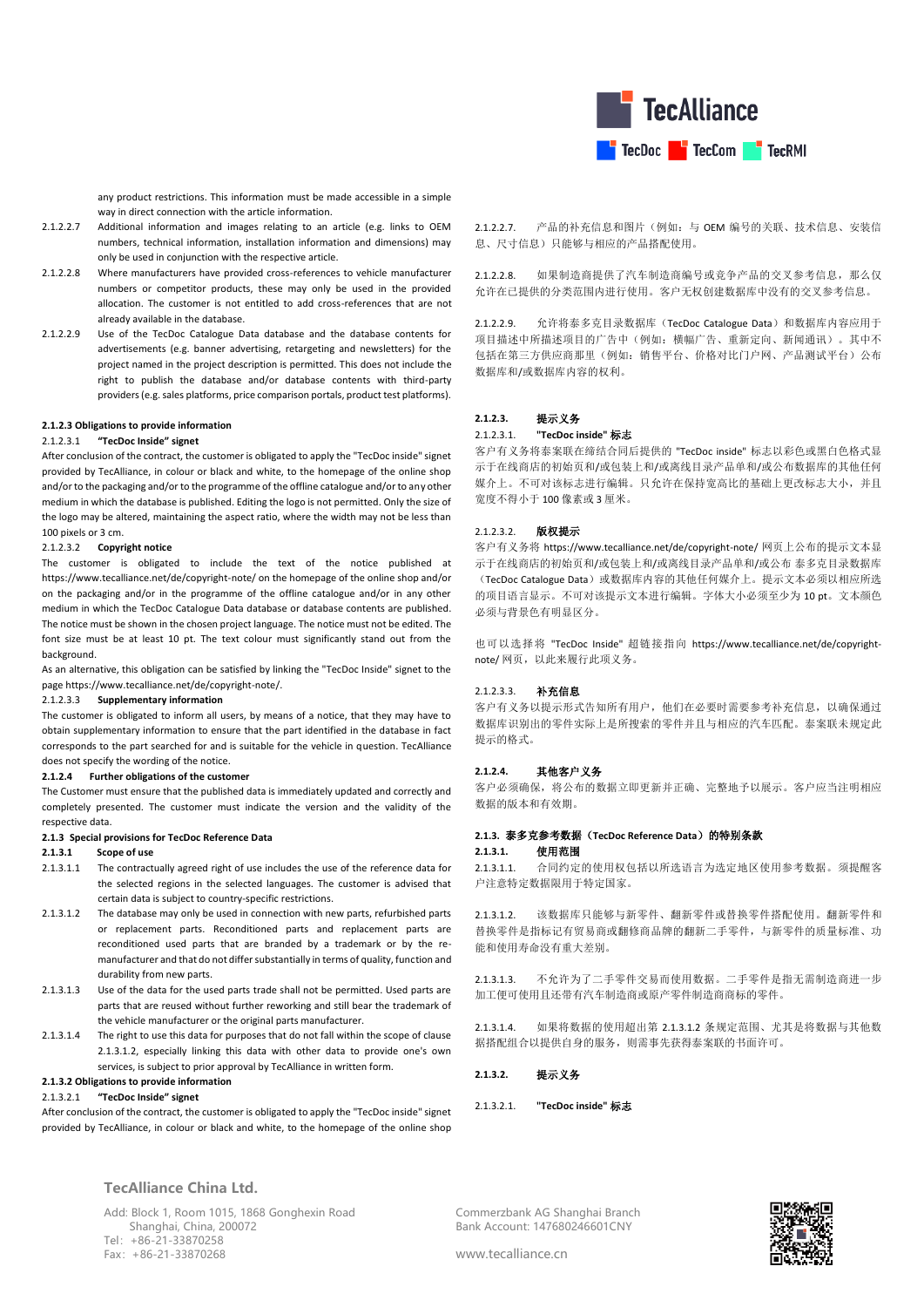any product restrictions. This information must be made accessible in a simple way in direct connection with the article information.

2.1.2.2.7 Additional information and images relating to an article (e.g. links to OEM numbers, technical information, installation information and dimensions) may only be used in conjunction with the respective article.

2.1.2.2.8 Where manufacturers have provided cross-references to vehicle manufacturer numbers or competitor products, these may only be used in the provided allocation. The customer is not entitled to add cross-references that are not already available in the database.

2.1.2.2.9 Use of the TecDoc Catalogue Data database and the database contents for advertisements (e.g. banner advertising, retargeting and newsletters) for the project named in the project description is permitted. This does not include the right to publish the database and/or database contents with third-party providers (e.g. sales platforms, price comparison portals, product test platforms).

**2.1.2.3 Obligations to provide information**

2.1.2.3.1 **"TecDoc Inside" signet**

After conclusion of the contract, the customer is obligated to apply the "TecDoc inside" signet provided by TecAlliance, in colour or black and white, to the homepage of the online shop and/or to the packaging and/or to the programme of the offline catalogue and/or to any other medium in which the database is published. Editing the logo is not permitted. Only the size of the logo may be altered, maintaining the aspect ratio, where the width may not be less than 100 pixels or 3 cm.

2.1.2.3.2 **Copyright notice**

The customer is obligated to include the text of the notice published at https://www.tecalliance.net/de/copyright-note/ on the homepage of the online shop and/or on the packaging and/or in the programme of the offline catalogue and/or in any other medium in which the TecDoc Catalogue Data database or database contents are published. The notice must be shown in the chosen project language. The notice must not be edited. The font size must be at least 10 pt. The text colour must significantly stand out from the background.

As an alternative, this obligation can be satisfied by linking the "TecDoc Inside" signet to the page https://www.tecalliance.net/de/copyright-note/.

2.1.2.3.3 **Supplementary information**

The customer is obligated to inform all users, by means of a notice, that they may have to obtain supplementary information to ensure that the part identified in the database in fact corresponds to the part searched for and is suitable for the vehicle in question. TecAlliance does not specify the wording of the notice.

**2.1.2.4 Further obligations of the customer**

The Customer must ensure that the published data is immediately updated and correctly and completely presented. The customer must indicate the version and the validity of the respective data.

**2.1.3 Special provisions for TecDoc Reference Data**

**2.1.3.1 Scope of use**

2.1.3.1.1 The contractually agreed right of use includes the use of the reference data for the selected regions in the selected languages. The customer is advised that certain data is subject to country-specific restrictions.

2.1.3.1.2 The database may only be used in connection with new parts, refurbished parts or replacement parts. Reconditioned parts and replacement parts are reconditioned used parts that are branded by a trademark or by the re-manufacturer and that do not differ substantially in terms of quality, function and durability from new parts.

2.1.3.1.3 Use of the data for the used parts trade shall not be permitted. Used parts are parts that are reused without further reworking and still bear the trademark of the vehicle manufacturer or the original parts manufacturer.

2.1.3.1.4 The right to use this data for purposes that do not fall within the scope of clause 2.1.3.1.2, especially linking this data with other data to provide one's own services, is subject to prior approval by TecAlliance in written form.

**2.1.3.2 Obligations to provide information**

2.1.3.2.1 **"TecDoc Inside" signet**

After conclusion of the contract, the customer is obligated to apply the "TecDoc inside" signet provided by TecAlliance, in colour or black and white, to the homepage of the online shop

2.1.2.2.7. 产品的补充信息和图片（例如：与 OEM 编号的关联、技术信息、安装信息、尺寸信息）只能够与相应的产品搭配使用。

2.1.2.2.8. 如果制造商提供了汽车制造商编号或竞争产品的交叉参考信息，那么仅允许在已提供的分类范围内进行使用。客户无权创建数据库中没有的交叉参考信息。

2.1.2.2.9. 允许将泰多克目录数据库（TecDoc Catalogue Data）和数据库内容应用于项目描述中所描述项目的广告中（例如：横幅广告、重新定向、新闻通讯）。其中不包括在第三方供应商那里（例如：销售平台、价格对比门户网、产品测试平台）公布数据库和/或数据库内容的权利。

**2.1.2.3. 提示义务**

2.1.2.3.1. **"TecDoc inside" 标志**

客户有义务将泰案联在缔结合同后提供的 "TecDoc inside" 标志以彩色或黑白色格式显示于在线商店的初始页和/或包装上和/或离线目录产品单和/或公布数据库的其他任何媒介上。不可对该标志进行编辑。只允许在保持宽高比的基础上更改标志大小，并且宽度不得小于 100 像素或 3 厘米。

2.1.2.3.2. **版权提示**

客户有义务将 https://www.tecalliance.net/de/copyright-note/ 网页上公布的提示文本显示于在线商店的初始页和/或包装上和/或离线目录产品单和/或公布 泰多克目录数据库（TecDoc Catalogue Data）或数据库内容的其他任何媒介上。提示文本必须以相应所选的项目语言显示。不可对该提示文本进行编辑。字体大小必须至少为 10 pt。文本颜色必须与背景色有明显区分。

也可以选择将 "TecDoc Inside" 超链接指向 https://www.tecalliance.net/de/copyright-note/ 网页，以此来履行此项义务。

2.1.2.3.3. **补充信息**

客户有义务以提示形式告知所有用户，他们在必要时需要参考补充信息，以确保通过数据库识别出的零件实际上是所搜索的零件并且与相应的汽车匹配。泰案联未规定此提示的格式。

**2.1.2.4. 其他客户义务**

客户必须确保，将公布的数据立即更新并正确、完整地予以展示。客户应当注明相应数据的版本和有效期。

**2.1.3. 泰多克参考数据（TecDoc Reference Data）的特别条款**

**2.1.3.1. 使用范围**

2.1.3.1.1. 合同约定的使用权包括以所选语言为选定地区使用参考数据。须提醒客户注意特定数据限用于特定国家。

2.1.3.1.2. 该数据库只能够与新零件、翻新零件或替换零件搭配使用。翻新零件和替换零件是指标记有贸易商或翻修商品牌的翻新二手零件，与新零件的质量标准、功能和使用寿命没有重大差别。

2.1.3.1.3. 不允许为了二手零件交易而使用数据。二手零件是指无需制造商进一步加工便可使用且还带有汽车制造商或原产零件制造商商标的零件。

2.1.3.1.4. 如果将数据的使用超出第 2.1.3.1.2 条规定范围、尤其是将数据与其他数据搭配组合以提供自身的服务，则需事先获得泰案联的书面许可。

**2.1.3.2. 提示义务**

2.1.3.2.1. **"TecDoc inside" 标志**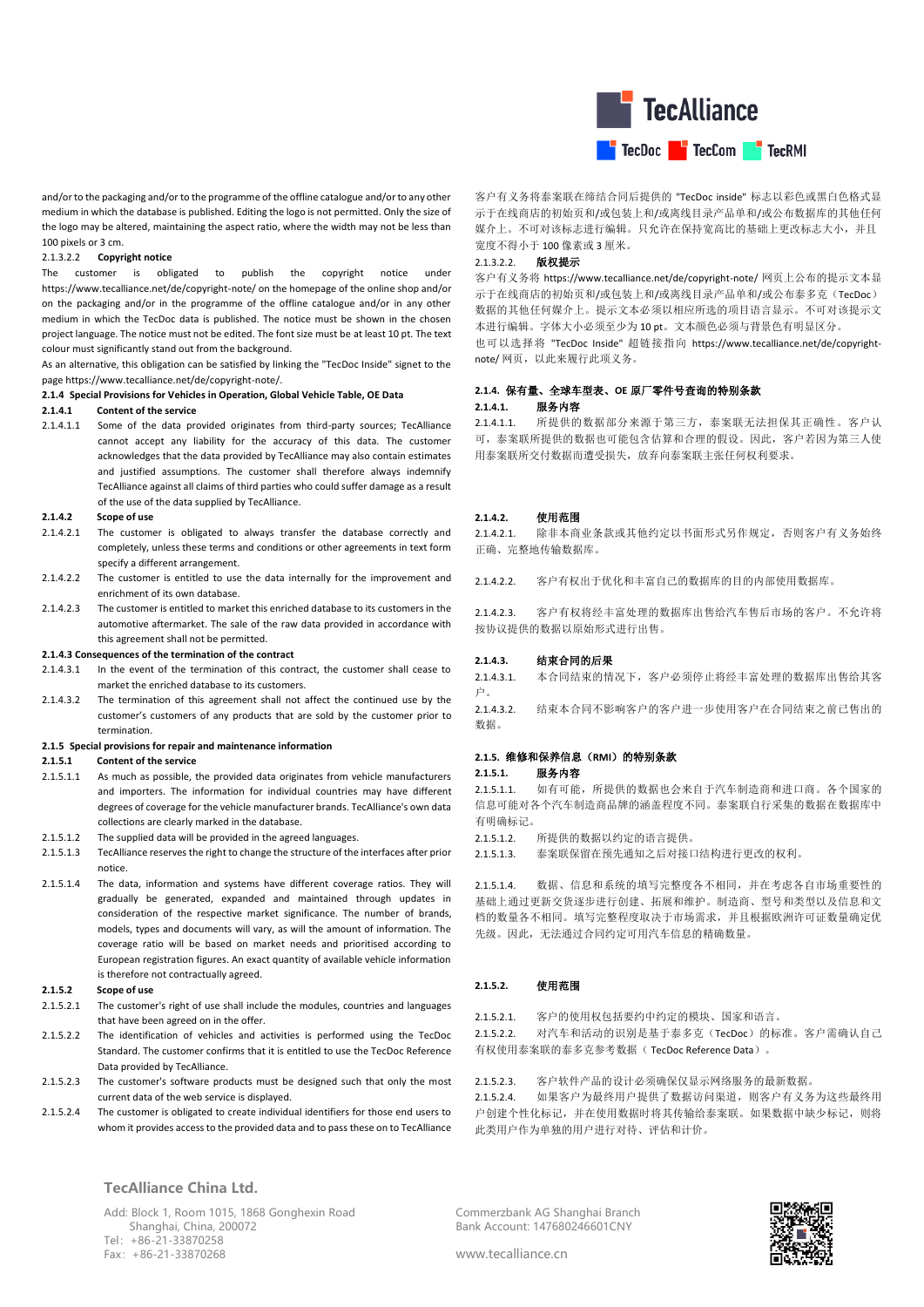and/or to the packaging and/or to the programme of the offline catalogue and/or to any other medium in which the database is published. Editing the logo is not permitted. Only the size of the logo may be altered, maintaining the aspect ratio, where the width may not be less than 100 pixels or 3 cm.

2.1.3.2.2 **Copyright notice**

The customer is obligated to publish the copyright notice under https://www.tecalliance.net/de/copyright-note/ on the homepage of the online shop and/or on the packaging and/or in the programme of the offline catalogue and/or in any other medium in which the TecDoc data is published. The notice must be shown in the chosen project language. The notice must not be edited. The font size must be at least 10 pt. The text colour must significantly stand out from the background.

As an alternative, this obligation can be satisfied by linking the "TecDoc Inside" signet to the page https://www.tecalliance.net/de/copyright-note/.

**2.1.4 Special Provisions for Vehicles in Operation, Global Vehicle Table, OE Data**

**2.1.4.1 Content of the service**

2.1.4.1.1 Some of the data provided originates from third-party sources; TecAlliance cannot accept any liability for the accuracy of this data. The customer acknowledges that the data provided by TecAlliance may also contain estimates and justified assumptions. The customer shall therefore always indemnify TecAlliance against all claims of third parties who could suffer damage as a result of the use of the data supplied by TecAlliance.

**2.1.4.2 Scope of use**

2.1.4.2.1 The customer is obligated to always transfer the database correctly and completely, unless these terms and conditions or other agreements in text form specify a different arrangement.

2.1.4.2.2 The customer is entitled to use the data internally for the improvement and enrichment of its own database.

2.1.4.2.3 The customer is entitled to market this enriched database to its customers in the automotive aftermarket. The sale of the raw data provided in accordance with this agreement shall not be permitted.

**2.1.4.3 Consequences of the termination of the contract**

2.1.4.3.1 In the event of the termination of this contract, the customer shall cease to market the enriched database to its customers.

2.1.4.3.2 The termination of this agreement shall not affect the continued use by the customer's customers of any products that are sold by the customer prior to termination.

**2.1.5 Special provisions for repair and maintenance information**

**2.1.5.1 Content of the service**

2.1.5.1.1 As much as possible, the provided data originates from vehicle manufacturers and importers. The information for individual countries may have different degrees of coverage for the vehicle manufacturer brands. TecAlliance's own data collections are clearly marked in the database.

2.1.5.1.2 The supplied data will be provided in the agreed languages.

2.1.5.1.3 TecAlliance reserves the right to change the structure of the interfaces after prior notice.

2.1.5.1.4 The data, information and systems have different coverage ratios. They will gradually be generated, expanded and maintained through updates in consideration of the respective market significance. The number of brands, models, types and documents will vary, as will the amount of information. The coverage ratio will be based on market needs and prioritised according to European registration figures. An exact quantity of available vehicle information is therefore not contractually agreed.

**2.1.5.2 Scope of use**

2.1.5.2.1 The customer's right of use shall include the modules, countries and languages that have been agreed on in the offer.

2.1.5.2.2 The identification of vehicles and activities is performed using the TecDoc Standard. The customer confirms that it is entitled to use the TecDoc Reference Data provided by TecAlliance.

2.1.5.2.3 The customer's software products must be designed such that only the most current data of the web service is displayed.

2.1.5.2.4 The customer is obligated to create individual identifiers for those end users to whom it provides access to the provided data and to pass these on to TecAlliance

客户有义务将泰案联在缔结合同后提供的 "TecDoc inside" 标志以彩色或黑白色格式显示于在线商店的初始页和/或包装上和/或离线目录产品单和/或公布数据库的其他任何媒介上。不可对该标志进行编辑。只允许在保持宽高比的基础上更改标志大小，并且宽度不得小于 100 像素或 3 厘米。

2.1.3.2.2. **版权提示**

客户有义务将 https://www.tecalliance.net/de/copyright-note/ 网页上公布的提示文本显示于在线商店的初始页和/或包装上和/或离线目录产品单和/或公布泰多克（TecDoc）数据的其他任何媒介上。提示文本必须以相应所选的项目语言显示。不可对该提示文本进行编辑。字体大小必须至少为 10 pt。文本颜色必须与背景色有明显区分。

也可以选择将 "TecDoc Inside" 超链接指向 https://www.tecalliance.net/de/copyright-note/ 网页，以此来履行此项义务。

**2.1.4. 保有量、全球车型表、OE 原厂零件号查询的特别条款**

**2.1.4.1. 服务内容**

2.1.4.1.1. 所提供的数据部分来源于第三方，泰案联无法担保其正确性。客户认可，泰案联所提供的数据也可能包含估算和合理的假设。因此，客户若因为第三人使用泰案联所交付数据而遭受损失，放弃向泰案联主张任何权利要求。

**2.1.4.2. 使用范围**

2.1.4.2.1. 除非本商业条款或其他约定以书面形式另作规定，否则客户有义务始终正确、完整地传输数据库。

2.1.4.2.2. 客户有权出于优化和丰富自己的数据库的目的内部使用数据库。

2.1.4.2.3. 客户有权将经丰富处理的数据库出售给汽车售后市场的客户。不允许将按协议提供的数据以原始形式进行出售。

**2.1.4.3. 结束合同的后果**

2.1.4.3.1. 本合同结束的情况下，客户必须停止将经丰富处理的数据库出售给其客户。

2.1.4.3.2. 结束本合同不影响客户的客户进一步使用客户在合同结束之前已售出的数据。

**2.1.5. 维修和保养信息（RMI）的特别条款**

**2.1.5.1. 服务内容**

2.1.5.1.1. 如有可能，所提供的数据也会来自于汽车制造商和进口商。各个国家的信息可能对各个汽车制造商品牌的涵盖程度不同。泰案联自行采集的数据在数据库中有明确标记。

2.1.5.1.2. 所提供的数据以约定的语言提供。

2.1.5.1.3. 泰案联保留在预先通知之后对接口结构进行更改的权利。

2.1.5.1.4. 数据、信息和系统的填写完整度各不相同，并在考虑各自市场重要性的基础上通过更新交货逐步进行创建、拓展和维护。制造商、型号和类型以及信息和文档的数量各不相同。填写完整程度取决于市场需求，并且根据欧洲许可证数量确定优先级。因此，无法通过合同约定可用汽车信息的精确数量。

**2.1.5.2. 使用范围**

2.1.5.2.1. 客户的使用权包括要约中约定的模块、国家和语言。

2.1.5.2.2. 对汽车和活动的识别是基于泰多克（TecDoc）的标准。客户需确认自己有权使用泰案联的泰多克参考数据（TecDoc Reference Data）。

2.1.5.2.3. 客户软件产品的设计必须确保仅显示网络服务的最新数据。

2.1.5.2.4. 如果客户为最终用户提供了数据访问渠道，则客户有义务为这些最终用户创建个性化标记，并在使用数据时将其传输给泰案联。如果数据中缺少标记，则将此类用户作为单独的用户进行对待、评估和计价。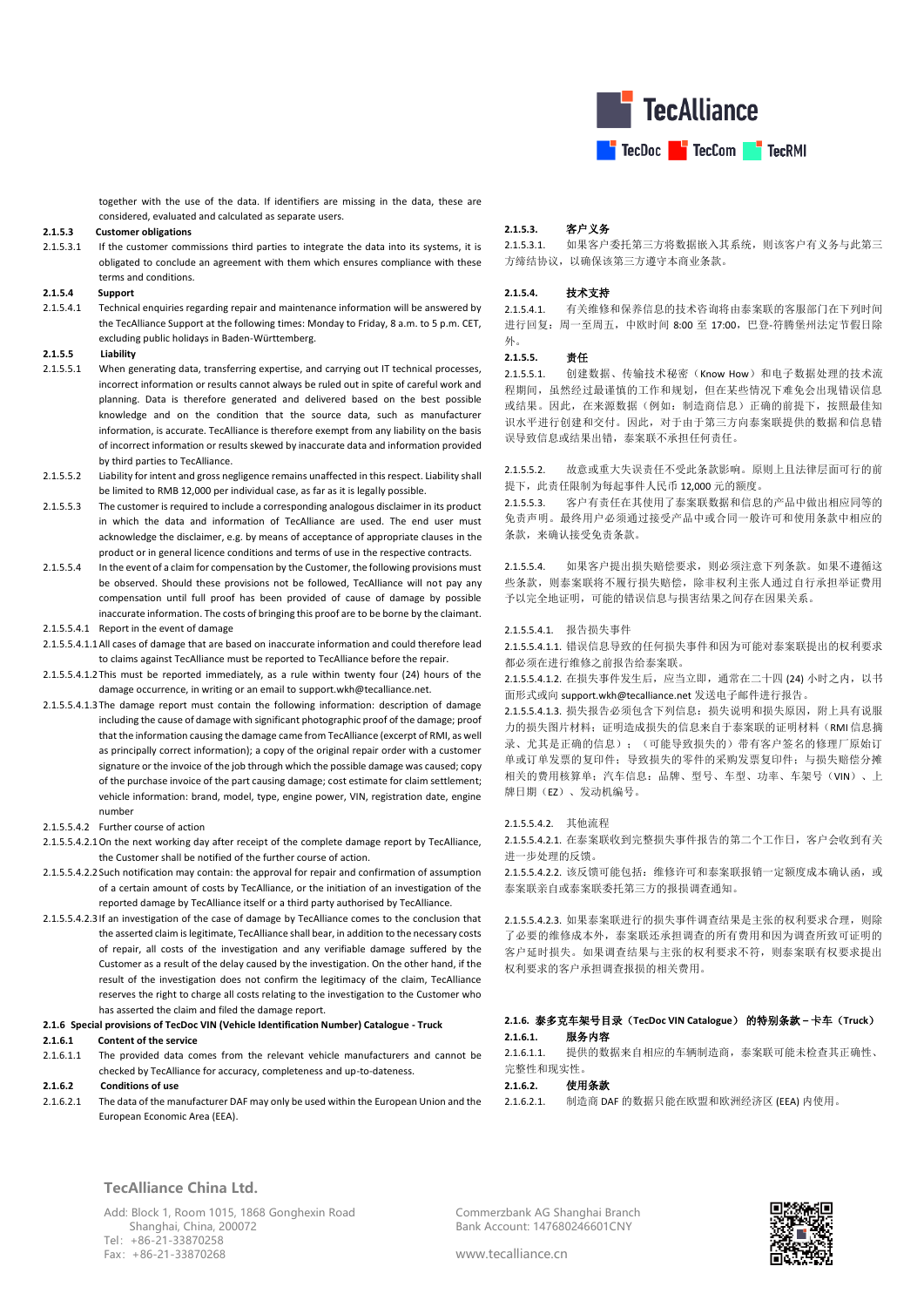together with the use of the data. If identifiers are missing in the data, these are considered, evaluated and calculated as separate users.

**2.1.5.3 Customer obligations**

2.1.5.3.1 If the customer commissions third parties to integrate the data into its systems, it is obligated to conclude an agreement with them which ensures compliance with these terms and conditions.

**2.1.5.4 Support**

2.1.5.4.1 Technical enquiries regarding repair and maintenance information will be answered by the TecAlliance Support at the following times: Monday to Friday, 8 a.m. to 5 p.m. CET, excluding public holidays in Baden-Württemberg.

**2.1.5.5 Liability**

2.1.5.5.1 When generating data, transferring expertise, and carrying out IT technical processes, incorrect information or results cannot always be ruled out in spite of careful work and planning. Data is therefore generated and delivered based on the best possible knowledge and on the condition that the source data, such as manufacturer information, is accurate. TecAlliance is therefore exempt from any liability on the basis of incorrect information or results skewed by inaccurate data and information provided by third parties to TecAlliance.

2.1.5.5.2 Liability for intent and gross negligence remains unaffected in this respect. Liability shall be limited to RMB 12,000 per individual case, as far as it is legally possible.

2.1.5.5.3 The customer is required to include a corresponding analogous disclaimer in its product in which the data and information of TecAlliance are used. The end user must acknowledge the disclaimer, e.g. by means of acceptance of appropriate clauses in the product or in general licence conditions and terms of use in the respective contracts.

2.1.5.5.4 In the event of a claim for compensation by the Customer, the following provisions must be observed. Should these provisions not be followed, TecAlliance will not pay any compensation until full proof has been provided of cause of damage by possible inaccurate information. The costs of bringing this proof are to be borne by the claimant.

2.1.5.5.4.1 Report in the event of damage

2.1.5.5.4.1.1 All cases of damage that are based on inaccurate information and could therefore lead to claims against TecAlliance must be reported to TecAlliance before the repair.

2.1.5.5.4.1.2 This must be reported immediately, as a rule within twenty four (24) hours of the damage occurrence, in writing or an email to support.wkh@tecalliance.net.

2.1.5.5.4.1.3 The damage report must contain the following information: description of damage including the cause of damage with significant photographic proof of the damage; proof that the information causing the damage came from TecAlliance (excerpt of RMI, as well as principally correct information); a copy of the original repair order with a customer signature or the invoice of the job through which the possible damage was caused; copy of the purchase invoice of the part causing damage; cost estimate for claim settlement; vehicle information: brand, model, type, engine power, VIN, registration date, engine number

2.1.5.5.4.2 Further course of action

2.1.5.5.4.2.1 On the next working day after receipt of the complete damage report by TecAlliance, the Customer shall be notified of the further course of action.

2.1.5.5.4.2.2 Such notification may contain: the approval for repair and confirmation of assumption of a certain amount of costs by TecAlliance, or the initiation of an investigation of the reported damage by TecAlliance itself or a third party authorised by TecAlliance.

2.1.5.5.4.2.3 If an investigation of the case of damage by TecAlliance comes to the conclusion that the asserted claim is legitimate, TecAlliance shall bear, in addition to the necessary costs of repair, all costs of the investigation and any verifiable damage suffered by the Customer as a result of the delay caused by the investigation. On the other hand, if the result of the investigation does not confirm the legitimacy of the claim, TecAlliance reserves the right to charge all costs relating to the investigation to the Customer who has asserted the claim and filed the damage report.

**2.1.6 Special provisions of TecDoc VIN (Vehicle Identification Number) Catalogue - Truck**

**2.1.6.1 Content of the service**

2.1.6.1.1 The provided data comes from the relevant vehicle manufacturers and cannot be checked by TecAlliance for accuracy, completeness and up-to-dateness.

**2.1.6.2 Conditions of use**

2.1.6.2.1 The data of the manufacturer DAF may only be used within the European Union and the European Economic Area (EEA).

**2.1.5.3. 客户义务**

2.1.5.3.1. 如果客户委托第三方将数据嵌入其系统，则该客户有义务与此第三方缔结协议，以确保该第三方遵守本商业条款。

**2.1.5.4. 技术支持**

2.1.5.4.1. 有关维修和保养信息的技术咨询将由泰案联的客服部门在下列时间进行回复：周一至周五，中欧时间 8:00 至 17:00，巴登-符腾堡州法定节假日除外。

**2.1.5.5. 责任**

2.1.5.5.1. 创建数据、传输技术秘密（Know How）和电子数据处理的技术流程期间，虽然经过最谨慎的工作和规划，但在某些情况下难免会出现错误信息或结果。因此，在来源数据（例如：制造商信息）正确的前提下，按照最佳知识水平进行创建和交付。因此，对于由于第三方向泰案联提供的数据和信息错误导致信息或结果出错，泰案联不承担任何责任。

2.1.5.5.2. 故意或重大失误责任不受此条款影响。原则上且法律层面可行的前提下，此责任限制为每起事件人民币 12,000 元的额度。

2.1.5.5.3. 客户有责任在其使用了泰案联数据和信息的产品中做出相应同等的免责声明。最终用户必须通过接受产品中或合同一般许可和使用条款中相应的条款，来确认接受免责条款。

2.1.5.5.4. 如果客户提出损失赔偿要求，则必须注意下列条款。如果不遵循这些条款，则泰案联将不履行损失赔偿，除非权利主张人通过自行承担举证费用予以完全地证明，可能的错误信息与损害结果之间存在因果关系。

2.1.5.5.4.1. 报告损失事件

2.1.5.5.4.1.1. 错误信息导致的任何损失事件和因为可能对泰案联提出的权利要求都必须在进行维修之前报告给泰案联。

2.1.5.5.4.1.2. 在损失事件发生后，应当立即，通常在二十四 (24) 小时之内，以书面形式或向 support.wkh@tecalliance.net 发送电子邮件进行报告。

2.1.5.5.4.1.3. 损失报告必须包含下列信息：损失说明和损失原因，附上具有说服力的损失图片材料；证明造成损失的信息来自于泰案联的证明材料（RMI 信息摘录、尤其是正确的信息）；（可能导致损失的）带有客户签名的修理厂原始订单或订单发票的复印件；导致损失的零件的采购发票复印件；与损失赔偿分摊相关的费用核算单；汽车信息：品牌、型号、车型、功率、车架号（VIN）、上牌日期（EZ）、发动机编号。

2.1.5.5.4.2. 其他流程

2.1.5.5.4.2.1. 在泰案联收到完整损失事件报告的第二个工作日，客户会收到有关进一步处理的反馈。

2.1.5.5.4.2.2. 该反馈可能包括：维修许可和泰案联报销一定额度成本确认函，或泰案联亲自或由泰案联委托第三方的损损调查通知。

2.1.5.5.4.2.3. 如果泰案联进行的损失事件调查结果是主张的权利要求合理，则除了必要的维修成本外，泰案联还承担调查的所有费用和因为调查所致可证明的客户延时损失。如果调查结果与主张的权利要求不符，则泰案联有权要求提出权利要求的客户承担调查损损的相关费用。

**2.1.6. 泰多克车架号目录（TecDoc VIN Catalogue）的特别条款－卡车（Truck）**

**2.1.6.1. 服务内容**

2.1.6.1.1. 提供的数据来自相应的车辆制造商，泰案联可能未检查其正确性、完整性和现实性。

**2.1.6.2. 使用条款**

2.1.6.2.1. 制造商 DAF 的数据只能在欧盟和欧洲经济区 (EEA) 内使用。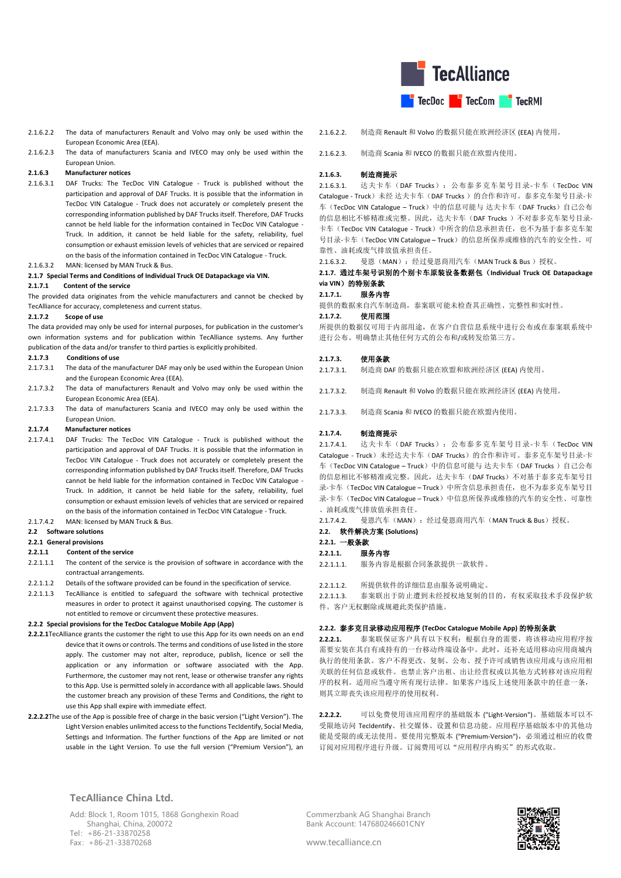2.1.6.2.2 The data of manufacturers Renault and Volvo may only be used within the European Economic Area (EEA).

2.1.6.2.3 The data of manufacturers Scania and IVECO may only be used within the European Union.

**2.1.6.3 Manufacturer notices**

2.1.6.3.1 DAF Trucks: The TecDoc VIN Catalogue - Truck is published without the participation and approval of DAF Trucks. It is possible that the information in TecDoc VIN Catalogue - Truck does not accurately or completely present the corresponding information published by DAF Trucks itself. Therefore, DAF Trucks cannot be held liable for the information contained in TecDoc VIN Catalogue - Truck. In addition, it cannot be held liable for the safety, reliability, fuel consumption or exhaust emission levels of vehicles that are serviced or repaired on the basis of the information contained in TecDoc VIN Catalogue - Truck.

2.1.6.3.2 MAN: licensed by MAN Truck & Bus.

**2.1.7 Special Terms and Conditions of Individual Truck OE Datapackage via VIN.**

**2.1.7.1 Content of the service**

The provided data originates from the vehicle manufacturers and cannot be checked by TecAlliance for accuracy, completeness and current status.

**2.1.7.2 Scope of use**

The data provided may only be used for internal purposes, for publication in the customer's own information systems and for publication within TecAlliance systems. Any further publication of the data and/or transfer to third parties is explicitly prohibited.

**2.1.7.3 Conditions of use**

2.1.7.3.1 The data of the manufacturer DAF may only be used within the European Union and the European Economic Area (EEA).

2.1.7.3.2 The data of manufacturers Renault and Volvo may only be used within the European Economic Area (EEA).

2.1.7.3.3 The data of manufacturers Scania and IVECO may only be used within the European Union.

**2.1.7.4 Manufacturer notices**

2.1.7.4.1 DAF Trucks: The TecDoc VIN Catalogue - Truck is published without the participation and approval of DAF Trucks. It is possible that the information in TecDoc VIN Catalogue - Truck does not accurately or completely present the corresponding information published by DAF Trucks itself. Therefore, DAF Trucks cannot be held liable for the information contained in TecDoc VIN Catalogue - Truck. In addition, it cannot be held liable for the safety, reliability, fuel consumption or exhaust emission levels of vehicles that are serviced or repaired on the basis of the information contained in TecDoc VIN Catalogue - Truck.

2.1.7.4.2 MAN: licensed by MAN Truck & Bus.

## 2.2 Software solutions

**2.2.1 General provisions**

**2.2.1.1 Content of the service**

2.2.1.1.1 The content of the service is the provision of software in accordance with the contractual arrangements.

2.2.1.1.2 Details of the software provided can be found in the specification of service.

2.2.1.1.3 TecAlliance is entitled to safeguard the software with technical protective measures in order to protect it against unauthorised copying. The customer is not entitled to remove or circumvent these protective measures.

**2.2.2 Special provisions for the TecDoc Catalogue Mobile App (App)**

**2.2.2.1** TecAlliance grants the customer the right to use this App for its own needs on an end device that it owns or controls. The terms and conditions of use listed in the store apply. The customer may not alter, reproduce, publish, licence or sell the application or any information or software associated with the App. Furthermore, the customer may not rent, lease or otherwise transfer any rights to this App. Use is permitted solely in accordance with all applicable laws. Should the customer breach any provision of these Terms and Conditions, the right to use this App shall expire with immediate effect.

**2.2.2.2** The use of the App is possible free of charge in the basic version ("Light Version"). The Light Version enables unlimited access to the functions TecIdentify, Social Media, Settings and Information. The further functions of the App are limited or not usable in the Light Version. To use the full version ("Premium Version"), an

2.1.6.2.2. 制造商 Renault 和 Volvo 的数据只能在欧洲经济区 (EEA) 内使用。

2.1.6.2.3. 制造商 Scania 和 IVECO 的数据只能在欧盟内使用。

**2.1.6.3. 制造商提示**

2.1.6.3.1. 达夫卡车（DAF Trucks）：公布泰多克车架号目录-卡车（TecDoc VIN Catalogue - Truck）未经达夫卡车（DAF Trucks）的合作和许可。泰多克车架号目录-卡车（TecDoc VIN Catalogue – Truck）中的信息可能与达夫卡车（DAF Trucks）自己公布的信息相比不够精准或完整。因此，达夫卡车（DAF Trucks）不对泰多克车架号目录-卡车（TecDoc VIN Catalogue - Truck）中所含的信息承担责任，也不为基于泰多克车架号目录-卡车（TecDoc VIN Catalogue – Truck）的信息所保养或维修的汽车的安全性、可靠性、油耗或废气排放值承担责任。

2.1.6.3.2. 曼恩（MAN）：经过曼恩商用汽车（MAN Truck & Bus）授权。

**2.1.7. 通过车架号识别的个别卡车原装设备数据包（Individual Truck OE Datapackage via VIN）的特别条款**

**2.1.7.1. 服务内容**

提供的数据来自汽车制造商，泰案联可能未检查其正确性、完整性和实时性。

**2.1.7.2. 使用范围**

所提供的数据仅可用于内部用途，在客户自营信息系统中进行公布或在泰案联系统中进行公布。明确禁止其他任何方式的公布和/或转发给第三方。

**2.1.7.3. 使用条款**

2.1.7.3.1. 制造商 DAF 的数据只能在欧盟和欧洲经济区 (EEA) 内使用。

2.1.7.3.2. 制造商 Renault 和 Volvo 的数据只能在欧洲经济区 (EEA) 内使用。

2.1.7.3.3. 制造商 Scania 和 IVECO 的数据只能在欧盟内使用。

**2.1.7.4. 制造商提示**

2.1.7.4.1. 达夫卡车（DAF Trucks）：公布泰多克车架号目录-卡车（TecDoc VIN Catalogue - Truck）未经达夫卡车（DAF Trucks）的合作和许可。泰多克车架号目录-卡车（TecDoc VIN Catalogue – Truck）中的信息可能与达夫卡车（DAF Trucks）自己公布的信息相比不够精准或完整。因此，达夫卡车（DAF Trucks）不对泰多克车架号目录-卡车（TecDoc VIN Catalogue – Truck）中所含信息承担责任，也不为泰多克车架号目录-卡车（TecDoc VIN Catalogue – Truck）中信息所保养或维修的汽车的安全性、可靠性、油耗或废气排放值承担责任。

2.1.7.4.2. 曼恩汽车（MAN）：经过曼恩商用汽车（MAN Truck & Bus）授权。

## 2.2. 软件解决方案 (Solutions)

**2.2.1. 一般条款**

**2.2.1.1. 服务内容**

2.2.1.1.1. 服务内容是根据合同条款提供一款软件。

2.2.1.1.2. 所提供软件的详细信息由服务说明确定。

2.2.1.1.3. 泰案联出于防止遭到未经授权地复制的目的，有权采取技术手段保护软件。客户无权删除或规避此类保护措施。

**2.2.2. 泰多克目录移动应用程序 (TecDoc Catalogue Mobile App) 的特别条款**

**2.2.2.1.** 泰案联保证客户具有以下权利：根据自身的需要，将该移动应用程序按需要安装在其自有或持有的一台移动终端设备中。此时，还补充适用移动应用商城内执行的使用条款。客户不得更改、复制、公布、授予许可或销售该应用或与该应用相关联的任何信息或软件。也禁止客户出租、出让经营权或以其他方式转移对该应用程序的权利。适用应当遵守所有现行法律。如果客户违反上述使用条款中的任意一条，则其立即丧失该应用程序的使用权利。

**2.2.2.2.** 可以免费使用该应用程序的基础版本 ("Light-Version")。基础版本可以不受限地访问 TecIdentify、社交媒体、设置和信息功能。应用程序基础版本中的其他功能是受限的或无法使用。要使用完整版本 ("Premium-Version")，必须通过相应的收费订阅对应用程序进行升级。订阅费用可以"应用程序内购买"的形式收取。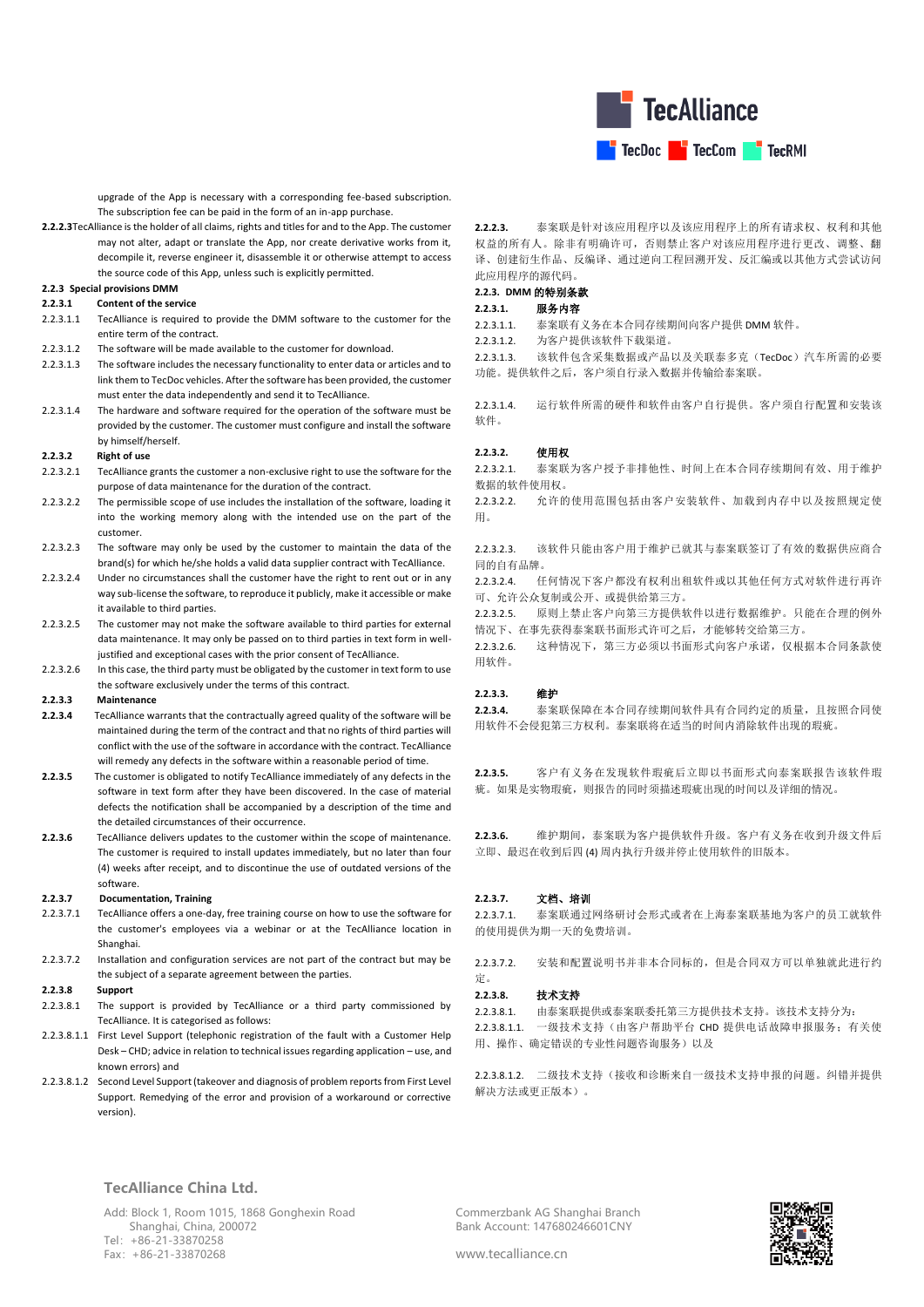upgrade of the App is necessary with a corresponding fee-based subscription. The subscription fee can be paid in the form of an in-app purchase.

**2.2.2.3** TecAlliance is the holder of all claims, rights and titles for and to the App. The customer may not alter, adapt or translate the App, nor create derivative works from it, decompile it, reverse engineer it, disassemble it or otherwise attempt to access the source code of this App, unless such is explicitly permitted.

**2.2.3 Special provisions DMM**

**2.2.3.1 Content of the service**

2.2.3.1.1 TecAlliance is required to provide the DMM software to the customer for the entire term of the contract.

2.2.3.1.2 The software will be made available to the customer for download.

2.2.3.1.3 The software includes the necessary functionality to enter data or articles and to link them to TecDoc vehicles. After the software has been provided, the customer must enter the data independently and send it to TecAlliance.

2.2.3.1.4 The hardware and software required for the operation of the software must be provided by the customer. The customer must configure and install the software by himself/herself.

**2.2.3.2 Right of use**

2.2.3.2.1 TecAlliance grants the customer a non-exclusive right to use the software for the purpose of data maintenance for the duration of the contract.

2.2.3.2.2 The permissible scope of use includes the installation of the software, loading it into the working memory along with the intended use on the part of the customer.

2.2.3.2.3 The software may only be used by the customer to maintain the data of the brand(s) for which he/she holds a valid data supplier contract with TecAlliance.

2.2.3.2.4 Under no circumstances shall the customer have the right to rent out or in any way sub-license the software, to reproduce it publicly, make it accessible or make it available to third parties.

2.2.3.2.5 The customer may not make the software available to third parties for external data maintenance. It may only be passed on to third parties in text form in well-justified and exceptional cases with the prior consent of TecAlliance.

2.2.3.2.6 In this case, the third party must be obligated by the customer in text form to use the software exclusively under the terms of this contract.

**2.2.3.3 Maintenance**

**2.2.3.4** TecAlliance warrants that the contractually agreed quality of the software will be maintained during the term of the contract and that no rights of third parties will conflict with the use of the software in accordance with the contract. TecAlliance will remedy any defects in the software within a reasonable period of time.

**2.2.3.5** The customer is obligated to notify TecAlliance immediately of any defects in the software in text form after they have been discovered. In the case of material defects the notification shall be accompanied by a description of the time and the detailed circumstances of their occurrence.

**2.2.3.6** TecAlliance delivers updates to the customer within the scope of maintenance. The customer is required to install updates immediately, but no later than four (4) weeks after receipt, and to discontinue the use of outdated versions of the software.

**2.2.3.7 Documentation, Training**

2.2.3.7.1 TecAlliance offers a one-day, free training course on how to use the software for the customer's employees via a webinar or at the TecAlliance location in Shanghai.

2.2.3.7.2 Installation and configuration services are not part of the contract but may be the subject of a separate agreement between the parties.

**2.2.3.8 Support**

2.2.3.8.1 The support is provided by TecAlliance or a third party commissioned by TecAlliance. It is categorised as follows:

2.2.3.8.1.1 First Level Support (telephonic registration of the fault with a Customer Help Desk – CHD; advice in relation to technical issues regarding application – use, and known errors) and

2.2.3.8.1.2 Second Level Support (takeover and diagnosis of problem reports from First Level Support. Remedying of the error and provision of a workaround or corrective version).

**2.2.2.3.** 泰案联是针对该应用程序以及该应用程序上的所有请求权、权利和其他权益的所有人。除非有明确许可，否则禁止客户对该应用程序进行更改、调整、翻译、创建衍生作品、反编译、通过逆向工程回溯开发、反汇编或以其他方式尝试访问此应用程序的源代码。

**2.2.3. DMM 的特别条款**

**2.2.3.1. 服务内容**

2.2.3.1.1. 泰案联有义务在本合同存续期间向客户提供 DMM 软件。

2.2.3.1.2. 为客户提供该软件下载渠道。

2.2.3.1.3. 该软件包含采集数据或产品以及关联泰多克（TecDoc）汽车所需的必要功能。提供软件之后，客户须自行录入数据并传输给泰案联。

2.2.3.1.4. 运行软件所需的硬件和软件由客户自行提供。客户须自行配置和安装该软件。

**2.2.3.2. 使用权**

2.2.3.2.1. 泰案联为客户授予非排他性、时间上在本合同存续期间有效、用于维护数据的软件使用权。

2.2.3.2.2. 允许的使用范围包括由客户安装软件、加载到内存中以及按照规定使用。

2.2.3.2.3. 该软件只能由客户用于维护已就其与泰案联签订了有效的数据供应商合同的自有品牌。

2.2.3.2.4. 任何情况下客户都没有权利出租软件或以其他任何方式对软件进行再许可、允许公众复制或公开、或提供给第三方。

2.2.3.2.5. 原则上禁止客户向第三方提供软件以进行数据维护。只能在合理的例外情况下、在事先获得泰案联书面形式许可之后，才能够转交给第三方。

2.2.3.2.6. 这种情况下，第三方必须以书面形式向客户承诺，仅根据本合同条款使用软件。

**2.2.3.3. 维护**

**2.2.3.4.** 泰案联保障在本合同存续期间软件具有合同约定的质量，且按照合同使用软件不会侵犯第三方权利。泰案联将在适当的时间内消除软件出现的瑕疵。

**2.2.3.5.** 客户有义务在发现软件瑕疵后立即以书面形式向泰案联报告该软件瑕疵。如果是实物瑕疵，则报告的同时须描述瑕疵出现的时间以及详细的情况。

**2.2.3.6.** 维护期间，泰案联为客户提供软件升级。客户有义务在收到升级文件后立即、最迟在收到后四 (4) 周内执行升级并停止使用软件的旧版本。

**2.2.3.7. 文档、培训**

2.2.3.7.1. 泰案联通过网络研讨会形式或者在上海泰案联基地为客户的员工就软件的使用提供为期一天的免费培训。

2.2.3.7.2. 安装和配置说明书并非本合同标的，但是合同双方可以单独就此进行约定。

**2.2.3.8. 技术支持**

2.2.3.8.1. 由泰案联提供或泰案联委托第三方提供技术支持。该技术支持分为：

2.2.3.8.1.1. 一级技术支持（由客户帮助平台 CHD 提供电话故障申报服务；有关使用、操作、确定错误的专业性问题咨询服务）以及

2.2.3.8.1.2. 二级技术支持（接收和诊断来自一级技术支持申报的问题。纠错并提供解决方法或更正版本）。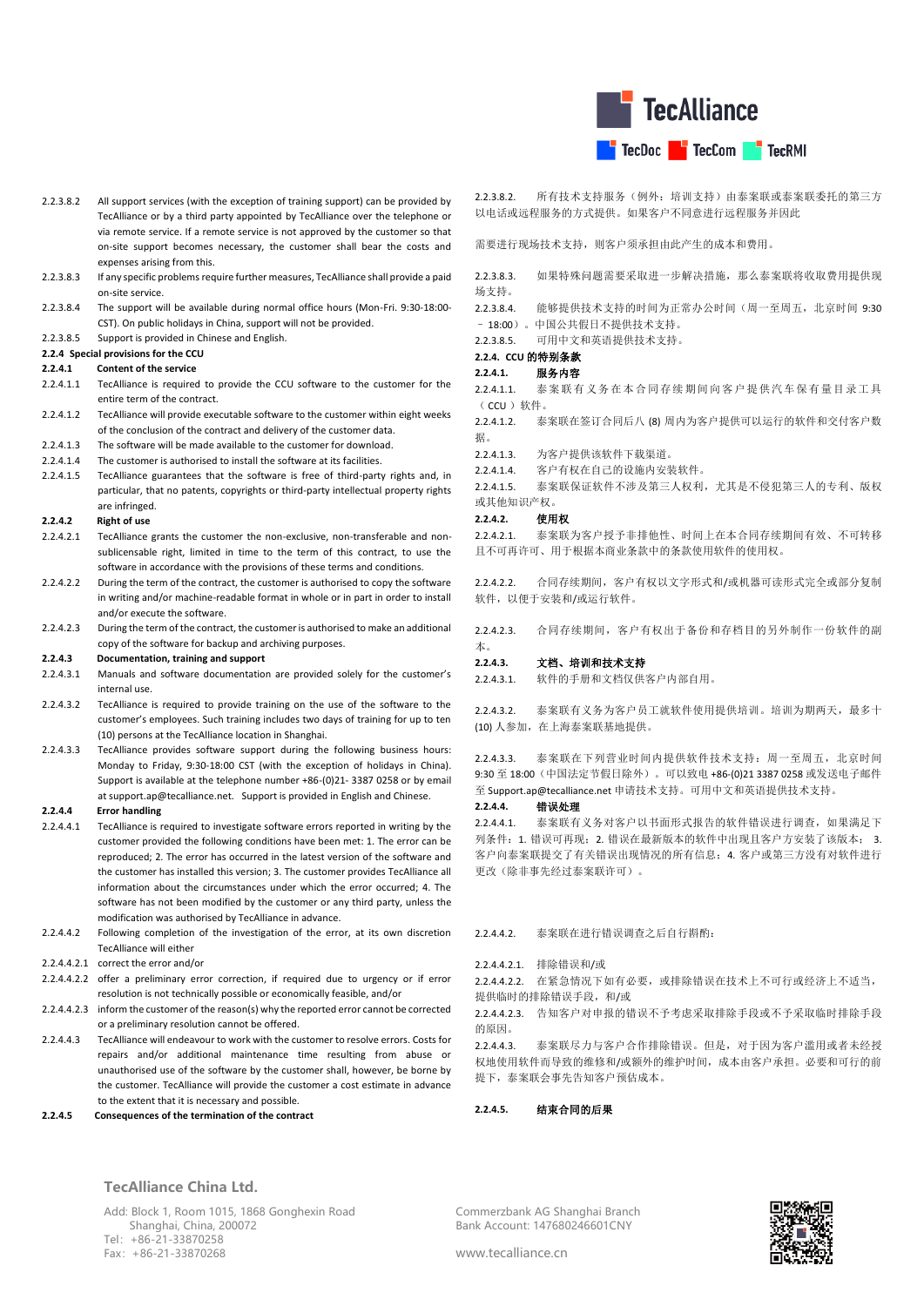2.2.3.8.2 All support services (with the exception of training support) can be provided by TecAlliance or by a third party appointed by TecAlliance over the telephone or via remote service. If a remote service is not approved by the customer so that on-site support becomes necessary, the customer shall bear the costs and expenses arising from this.

2.2.3.8.3 If any specific problems require further measures, TecAlliance shall provide a paid on-site service.

2.2.3.8.4 The support will be available during normal office hours (Mon-Fri. 9:30-18:00-CST). On public holidays in China, support will not be provided.

2.2.3.8.5 Support is provided in Chinese and English.

**2.2.4 Special provisions for the CCU**

**2.2.4.1 Content of the service**

2.2.4.1.1 TecAlliance is required to provide the CCU software to the customer for the entire term of the contract.

2.2.4.1.2 TecAlliance will provide executable software to the customer within eight weeks of the conclusion of the contract and delivery of the customer data.

2.2.4.1.3 The software will be made available to the customer for download.

2.2.4.1.4 The customer is authorised to install the software at its facilities.

2.2.4.1.5 TecAlliance guarantees that the software is free of third-party rights and, in particular, that no patents, copyrights or third-party intellectual property rights are infringed.

**2.2.4.2 Right of use**

2.2.4.2.1 TecAlliance grants the customer the non-exclusive, non-transferable and non-sublicensable right, limited in time to the term of this contract, to use the software in accordance with the provisions of these terms and conditions.

2.2.4.2.2 During the term of the contract, the customer is authorised to copy the software in writing and/or machine-readable format in whole or in part in order to install and/or execute the software.

2.2.4.2.3 During the term of the contract, the customer is authorised to make an additional copy of the software for backup and archiving purposes.

**2.2.4.3 Documentation, training and support**

2.2.4.3.1 Manuals and software documentation are provided solely for the customer's internal use.

2.2.4.3.2 TecAlliance is required to provide training on the use of the software to the customer's employees. Such training includes two days of training for up to ten (10) persons at the TecAlliance location in Shanghai.

2.2.4.3.3 TecAlliance provides software support during the following business hours: Monday to Friday, 9:30-18:00 CST (with the exception of holidays in China). Support is available at the telephone number +86-(0)21- 3387 0258 or by email at support.ap@tecalliance.net. Support is provided in English and Chinese.

**2.2.4.4 Error handling**

2.2.4.4.1 TecAlliance is required to investigate software errors reported in writing by the customer provided the following conditions have been met: 1. The error can be reproduced; 2. The error has occurred in the latest version of the software and the customer has installed this version; 3. The customer provides TecAlliance all information about the circumstances under which the error occurred; 4. The software has not been modified by the customer or any third party, unless the modification was authorised by TecAlliance in advance.

2.2.4.4.2 Following completion of the investigation of the error, at its own discretion TecAlliance will either

2.2.4.4.2.1 correct the error and/or

2.2.4.4.2.2 offer a preliminary error correction, if required due to urgency or if error resolution is not technically possible or economically feasible, and/or

2.2.4.4.2.3 inform the customer of the reason(s) why the reported error cannot be corrected or a preliminary resolution cannot be offered.

2.2.4.4.3 TecAlliance will endeavour to work with the customer to resolve errors. Costs for repairs and/or additional maintenance time resulting from abuse or unauthorised use of the software by the customer shall, however, be borne by the customer. TecAlliance will provide the customer a cost estimate in advance to the extent that it is necessary and possible.

**2.2.4.5 Consequences of the termination of the contract**

2.2.3.8.2. 所有技术支持服务（例外：培训支持）由泰案联或泰案联委托的第三方以电话或远程服务的方式提供。如果客户不同意进行远程服务并因此需要进行现场技术支持，则客户须承担由此产生的成本和费用。

2.2.3.8.3. 如果特殊问题需要采取进一步解决措施，那么泰案联将收取费用提供现场支持。

2.2.3.8.4. 能够提供技术支持的时间为正常办公时间（周一至周五，北京时间 9:30 – 18:00）。中国公共假日不提供技术支持。

2.2.3.8.5. 可用中文和英语提供技术支持。

**2.2.4. CCU 的特别条款**

**2.2.4.1. 服务内容**

2.2.4.1.1. 泰案联有义务在本合同存续期间向客户提供汽车保有量目录工具（CCU）软件。

2.2.4.1.2. 泰案联在签订合同后八 (8) 周内为客户提供可以运行的软件和交付客户数据。

2.2.4.1.3. 为客户提供该软件下载渠道。

2.2.4.1.4. 客户有权在自己的设施内安装软件。

2.2.4.1.5. 泰案联保证软件不涉及第三人权利，尤其是不侵犯第三人的专利、版权或其他知识产权。

**2.2.4.2. 使用权**

2.2.4.2.1. 泰案联为客户授予非排他性、时间上在本合同存续期间有效、不可转移且不可再许可、用于根据本商业条款中的条款使用软件的使用权。

2.2.4.2.2. 合同存续期间，客户有权以文字形式和/或机器可读形式完全或部分复制软件，以便于安装和/或运行软件。

2.2.4.2.3. 合同存续期间，客户有权出于备份和存档目的另外制作一份软件的副本。

**2.2.4.3. 文档、培训和技术支持**

2.2.4.3.1. 软件的手册和文档仅供客户内部自用。

2.2.4.3.2. 泰案联有义务为客户员工就软件使用提供培训。培训为期两天，最多十 (10) 人参加，在上海泰案联基地提供。

2.2.4.3.3. 泰案联在下列营业时间内提供软件技术支持：周一至周五，北京时间 9:30 至 18:00（中国法定节假日除外）。可以致电 +86-(0)21 3387 0258 或发送电子邮件至 Support.ap@tecalliance.net 申请技术支持。可用中文和英语提供技术支持。

**2.2.4.4. 错误处理**

2.2.4.4.1. 泰案联有义务对客户以书面形式报告的软件错误进行调查，如果满足下列条件：1. 错误可再现；2. 错误在最新版本的软件中出现且客户方安装了该版本；3. 客户向泰案联提交了有关错误出现情况的所有信息；4. 客户或第三方没有对软件进行更改（除非事先经过泰案联许可）。

2.2.4.4.2. 泰案联在进行错误调查之后自行斟酌：

2.2.4.4.2.1. 排除错误和/或

2.2.4.4.2.2. 在紧急情况下如有必要，或排除错误在技术上不可行或经济上不适当，提供临时的排除错误手段，和/或

2.2.4.4.2.3. 告知客户对申报的错误不予考虑采取排除手段或不予采取临时排除手段的原因。

2.2.4.4.3. 泰案联尽力与客户合作排除错误。但是，对于因为客户滥用或者未经授权地使用软件而导致的维修和/或额外的维护时间，成本由客户承担。必要和可行的前提下，泰案联会事先告知客户预估成本。

**2.2.4.5. 结束合同的后果**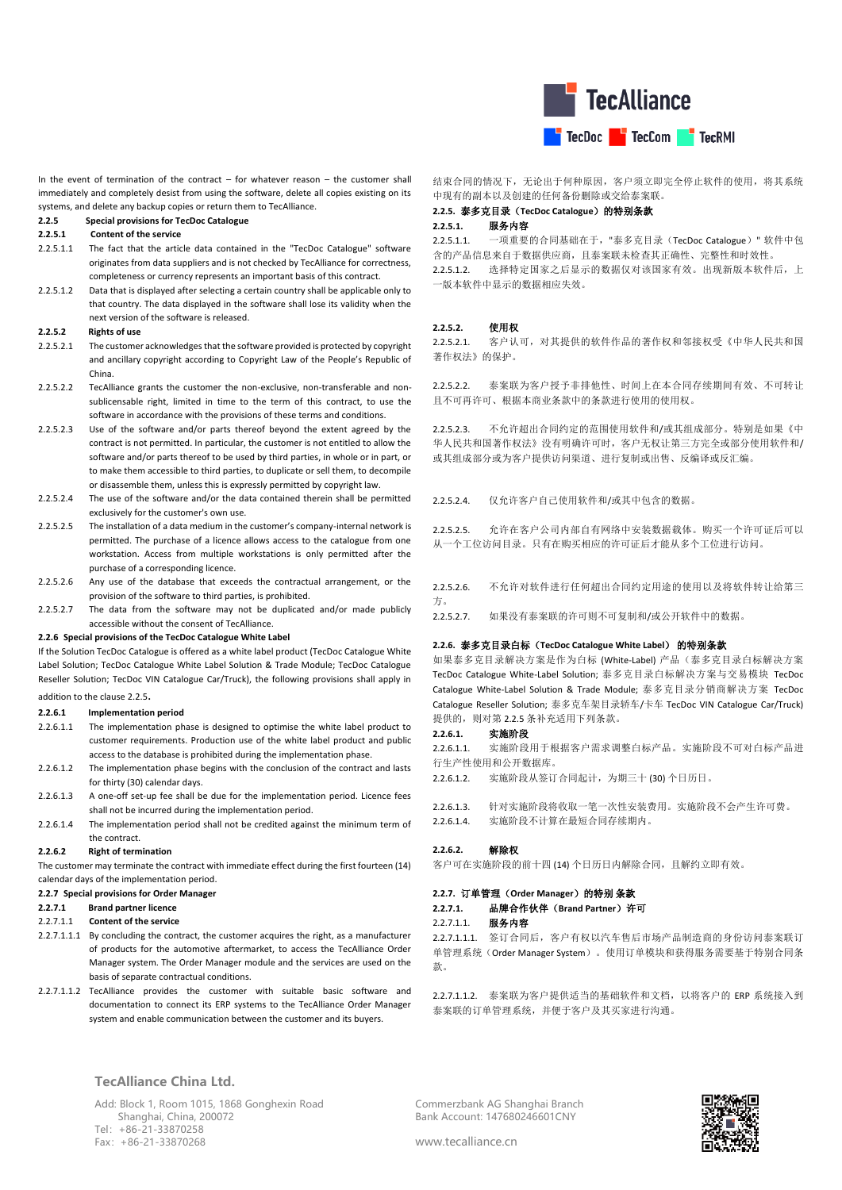In the event of termination of the contract – for whatever reason – the customer shall immediately and completely desist from using the software, delete all copies existing on its systems, and delete any backup copies or return them to TecAlliance.

**2.2.5 Special provisions for TecDoc Catalogue**

**2.2.5.1 Content of the service**

2.2.5.1.1 The fact that the article data contained in the "TecDoc Catalogue" software originates from data suppliers and is not checked by TecAlliance for correctness, completeness or currency represents an important basis of this contract.

2.2.5.1.2 Data that is displayed after selecting a certain country shall be applicable only to that country. The data displayed in the software shall lose its validity when the next version of the software is released.

**2.2.5.2 Rights of use**

2.2.5.2.1 The customer acknowledges that the software provided is protected by copyright and ancillary copyright according to Copyright Law of the People's Republic of China.

2.2.5.2.2 TecAlliance grants the customer the non-exclusive, non-transferable and non-sublicensable right, limited in time to the term of this contract, to use the software in accordance with the provisions of these terms and conditions.

2.2.5.2.3 Use of the software and/or parts thereof beyond the extent agreed by the contract is not permitted. In particular, the customer is not entitled to allow the software and/or parts thereof to be used by third parties, in whole or in part, or to make them accessible to third parties, to duplicate or sell them, to decompile or disassemble them, unless this is expressly permitted by copyright law.

2.2.5.2.4 The use of the software and/or the data contained therein shall be permitted exclusively for the customer's own use.

2.2.5.2.5 The installation of a data medium in the customer's company-internal network is permitted. The purchase of a licence allows access to the catalogue from one workstation. Access from multiple workstations is only permitted after the purchase of a corresponding licence.

2.2.5.2.6 Any use of the database that exceeds the contractual arrangement, or the provision of the software to third parties, is prohibited.

2.2.5.2.7 The data from the software may not be duplicated and/or made publicly accessible without the consent of TecAlliance.

**2.2.6 Special provisions of the TecDoc Catalogue White Label**

If the Solution TecDoc Catalogue is offered as a white label product (TecDoc Catalogue White Label Solution; TecDoc Catalogue White Label Solution & Trade Module; TecDoc Catalogue Reseller Solution; TecDoc VIN Catalogue Car/Truck), the following provisions shall apply in addition to the clause 2.2.5.

**2.2.6.1 Implementation period**

2.2.6.1.1 The implementation phase is designed to optimise the white label product to customer requirements. Production use of the white label product and public access to the database is prohibited during the implementation phase.

2.2.6.1.2 The implementation phase begins with the conclusion of the contract and lasts for thirty (30) calendar days.

2.2.6.1.3 A one-off set-up fee shall be due for the implementation period. Licence fees shall not be incurred during the implementation period.

2.2.6.1.4 The implementation period shall not be credited against the minimum term of the contract.

**2.2.6.2 Right of termination**

The customer may terminate the contract with immediate effect during the first fourteen (14) calendar days of the implementation period.

**2.2.7 Special provisions for Order Manager**

**2.2.7.1 Brand partner licence**

**2.2.7.1.1 Content of the service**

2.2.7.1.1.1 By concluding the contract, the customer acquires the right, as a manufacturer of products for the automotive aftermarket, to access the TecAlliance Order Manager system. The Order Manager module and the services are used on the basis of separate contractual conditions.

2.2.7.1.1.2 TecAlliance provides the customer with suitable basic software and documentation to connect its ERP systems to the TecAlliance Order Manager system and enable communication between the customer and its buyers.

结束合同的情况下，无论出于何种原因，客户须立即完全停止软件的使用，将其系统中现有的副本以及创建的任何备份删除或交给泰案联。

**2.2.5. 泰多克目录（TecDoc Catalogue）的特别条款**

**2.2.5.1. 服务内容**

2.2.5.1.1. 一项重要的合同基础在于，"泰多克目录（TecDoc Catalogue）" 软件中包含的产品信息来自于数据供应商，且泰案联未检查其正确性、完整性和时效性。

2.2.5.1.2. 选择特定国家之后显示的数据仅对该国家有效。出现新版本软件后，上一版本软件中显示的数据相应失效。

**2.2.5.2. 使用权**

2.2.5.2.1. 客户认可，对其提供的软件作品的著作权和邻接权受《中华人民共和国著作权法》的保护。

2.2.5.2.2. 泰案联为客户授予非排他性、时间上在本合同存续期间有效、不可转让且不可再许可、根据本商业条款中的条款进行使用的使用权。

2.2.5.2.3. 不允许超出合同约定的范围使用软件和/或其组成部分。特别是如果《中华人民共和国著作权法》没有明确许可时，客户无权让第三方完全或部分使用软件和/或其组成部分或为客户提供访问渠道、进行复制或出售、反编译或反汇编。

2.2.5.2.4. 仅允许客户自己使用软件和/或其中包含的数据。

2.2.5.2.5. 允许在客户公司内部自有网络中安装数据载体。购买一个许可证后可以从一个工位访问目录。只有在购买相应的许可证后才能从多个工位进行访问。

2.2.5.2.6. 不允许对软件进行任何超出合同约定用途的使用以及将软件转让给第三方。

2.2.5.2.7. 如果没有泰案联的许可则不可复制和/或公开软件中的数据。

**2.2.6. 泰多克目录白标（TecDoc Catalogue White Label）的特别条款**

如果泰多克目录解决方案是作为白标 (White-Label) 产品（泰多克目录白标解决方案 TecDoc Catalogue White-Label Solution; 泰多克目录白标解决方案与交易模块 TecDoc Catalogue White-Label Solution & Trade Module; 泰多克目录分销商解决方案 TecDoc Catalogue Reseller Solution; 泰多克车架目录轿车/卡车 TecDoc VIN Catalogue Car/Truck) 提供的，则对第 2.2.5 条补充适用下列条款。

**2.2.6.1. 实施阶段**

2.2.6.1.1. 实施阶段用于根据客户需求调整白标产品。实施阶段不可对白标产品进行生产性使用和公开数据库。

2.2.6.1.2. 实施阶段从签订合同起计，为期三十 (30) 个日历日。

2.2.6.1.3. 针对实施阶段将收取一笔一次性安装费用。实施阶段不会产生许可费。

2.2.6.1.4. 实施阶段不计算在最短合同存续期内。

**2.2.6.2. 解除权**

客户可在实施阶段的前十四 (14) 个日历日内解除合同，且解约立即有效。

**2.2.7. 订单管理（Order Manager）的特别 条款**

**2.2.7.1. 品牌合作伙伴（Brand Partner）许可**

**2.2.7.1.1. 服务内容**

2.2.7.1.1.1. 签订合同后，客户有权以汽车售后市场产品制造商的身份访问泰案联订单管理系统（Order Manager System）。使用订单模块和获得服务需要基于特别合同条款。

2.2.7.1.1.2. 泰案联为客户提供适当的基础软件和文档，以将客户的 ERP 系统接入到泰案联的订单管理系统，并便于客户及其买家进行沟通。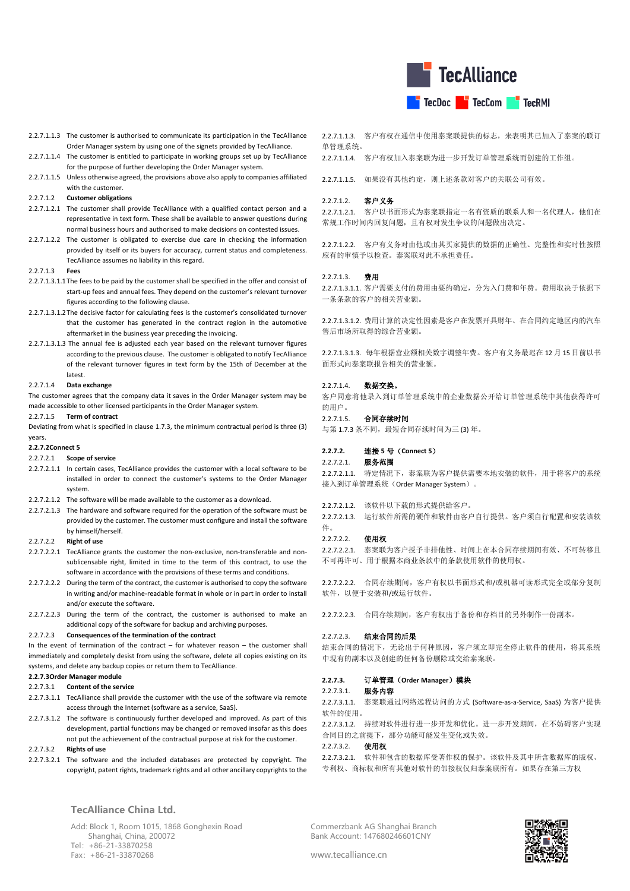2.2.7.1.1.3 The customer is authorised to communicate its participation in the TecAlliance Order Manager system by using one of the signets provided by TecAlliance.

2.2.7.1.1.4 The customer is entitled to participate in working groups set up by TecAlliance for the purpose of further developing the Order Manager system.

2.2.7.1.1.5 Unless otherwise agreed, the provisions above also apply to companies affiliated with the customer.

2.2.7.1.2 **Customer obligations**

2.2.7.1.2.1 The customer shall provide TecAlliance with a qualified contact person and a representative in text form. These shall be available to answer questions during normal business hours and authorised to make decisions on contested issues.

2.2.7.1.2.2 The customer is obligated to exercise due care in checking the information provided by itself or its buyers for accuracy, current status and completeness. TecAlliance assumes no liability in this regard.

2.2.7.1.3 **Fees**

2.2.7.1.3.1.1 The fees to be paid by the customer shall be specified in the offer and consist of start-up fees and annual fees. They depend on the customer's relevant turnover figures according to the following clause.

2.2.7.1.3.1.2 The decisive factor for calculating fees is the customer's consolidated turnover that the customer has generated in the contract region in the automotive aftermarket in the business year preceding the invoicing.

2.2.7.1.3.1.3 The annual fee is adjusted each year based on the relevant turnover figures according to the previous clause. The customer is obligated to notify TecAlliance of the relevant turnover figures in text form by the 15th of December at the latest.

2.2.7.1.4 **Data exchange**

The customer agrees that the company data it saves in the Order Manager system may be made accessible to other licensed participants in the Order Manager system.

2.2.7.1.5 **Term of contract**

Deviating from what is specified in clause 1.7.3, the minimum contractual period is three (3) years.

**2.2.7.2 Connect 5**

2.2.7.2.1 **Scope of service**

2.2.7.2.1.1 In certain cases, TecAlliance provides the customer with a local software to be installed in order to connect the customer's systems to the Order Manager system.

2.2.7.2.1.2 The software will be made available to the customer as a download.

2.2.7.2.1.3 The hardware and software required for the operation of the software must be provided by the customer. The customer must configure and install the software by himself/herself.

2.2.7.2.2 **Right of use**

2.2.7.2.2.1 TecAlliance grants the customer the non-exclusive, non-transferable and non-sublicensable right, limited in time to the term of this contract, to use the software in accordance with the provisions of these terms and conditions.

2.2.7.2.2.2 During the term of the contract, the customer is authorised to copy the software in writing and/or machine-readable format in whole or in part in order to install and/or execute the software.

2.2.7.2.2.3 During the term of the contract, the customer is authorised to make an additional copy of the software for backup and archiving purposes.

2.2.7.2.3 **Consequences of the termination of the contract**

In the event of termination of the contract – for whatever reason – the customer shall immediately and completely desist from using the software, delete all copies existing on its systems, and delete any backup copies or return them to TecAlliance.

**2.2.7.3 Order Manager module**

2.2.7.3.1 **Content of the service**

2.2.7.3.1.1 TecAlliance shall provide the customer with the use of the software via remote access through the Internet (software as a service, SaaS).

2.2.7.3.1.2 The software is continuously further developed and improved. As part of this development, partial functions may be changed or removed insofar as this does not put the achievement of the contractual purpose at risk for the customer.

2.2.7.3.2 **Rights of use**

2.2.7.3.2.1 The software and the included databases are protected by copyright. The copyright, patent rights, trademark rights and all other ancillary copyrights to the

2.2.7.1.1.3. 客户有权在通信中使用泰案联提供的标志，来表明其已加入了泰案的联订单管理系统。

2.2.7.1.1.4. 客户有权加入泰案联为进一步开发订单管理系统而创建的工作组。

2.2.7.1.1.5. 如果没有其他约定，则上述条款对客户的关联公司有效。

2.2.7.1.2. **客户义务**

2.2.7.1.2.1. 客户以书面形式为泰案联指定一名有资质的联系人和一名代理人，他们在常规工作时间内回复问题，且有权对发生争议的问题做出决定。

2.2.7.1.2.2. 客户有义务对由他或由其买家提供的数据的正确性、完整性和实时性按照应有的审慎予以检查。泰案联对此不承担责任。

2.2.7.1.3. **费用**

2.2.7.1.3.1.1. 客户需要支付的费用由要约确定，分为入门费和年费。费用取决于依据下一条条款的客户的相关营业额。

2.2.7.1.3.1.2. 费用计算的决定性因素是客户在发票开具前财年、在合同约定地区内的汽车售后市场所取得的综合营业额。

2.2.7.1.3.1.3. 每年根据营业额相关数字调整年费。客户有义务最迟在 12 月 15 日前以书面形式向泰案联报告相关的营业额。

2.2.7.1.4. **数据交换。**

客户同意将他录入到订单管理系统中的企业数据公开给订单管理系统中其他获得许可的用户。

2.2.7.1.5. **合同存续时间**

与第 1.7.3 条不同，最短合同存续时间为三 (3) 年。

**2.2.7.2. 连接 5 号（Connect 5）**

2.2.7.2.1. **服务范围**

2.2.7.2.1.1. 特定情况下，泰案联为客户提供需要本地安装的软件，用于将客户的系统接入到订单管理系统（Order Manager System）。

2.2.7.2.1.2. 该软件以下载的形式提供给客户。

2.2.7.2.1.3. 运行软件所需的硬件和软件由客户自行提供。客户须自行配置和安装该软件。

2.2.7.2.2. **使用权**

2.2.7.2.2.1. 泰案联为客户授予非排他性、时间上在本合同存续期间有效、不可转移且不可再许可、用于根据本商业条款中的条款使用软件的使用权。

2.2.7.2.2.2. 合同存续期间，客户有权以书面形式和/或机器可读形式完全或部分复制软件，以便于安装和/或运行软件。

2.2.7.2.2.3. 合同存续期间，客户有权出于备份和存档目的另外制作一份副本。

2.2.7.2.3. **结束合同的后果**

结束合同的情况下，无论出于何种原因，客户须立即完全停止软件的使用，将其系统中现有的副本以及创建的任何备份删除或交给泰案联。

**2.2.7.3. 订单管理（Order Manager）模块**

2.2.7.3.1. **服务内容**

2.2.7.3.1.1. 泰案联通过网络远程访问的方式 (Software-as-a-Service, SaaS) 为客户提供软件的使用。

2.2.7.3.1.2. 持续对软件进行进一步开发和优化。进一步开发期间，在不妨碍客户实现合同目的之前提下，部分功能可能发生变化或失效。

2.2.7.3.2. **使用权**

2.2.7.3.2.1. 软件和包含的数据库受著作权的保护。该软件及其中所含数据库的版权、专利权、商标权和所有其他对软件的邻接权仅归泰案联所有。如果存在第三方权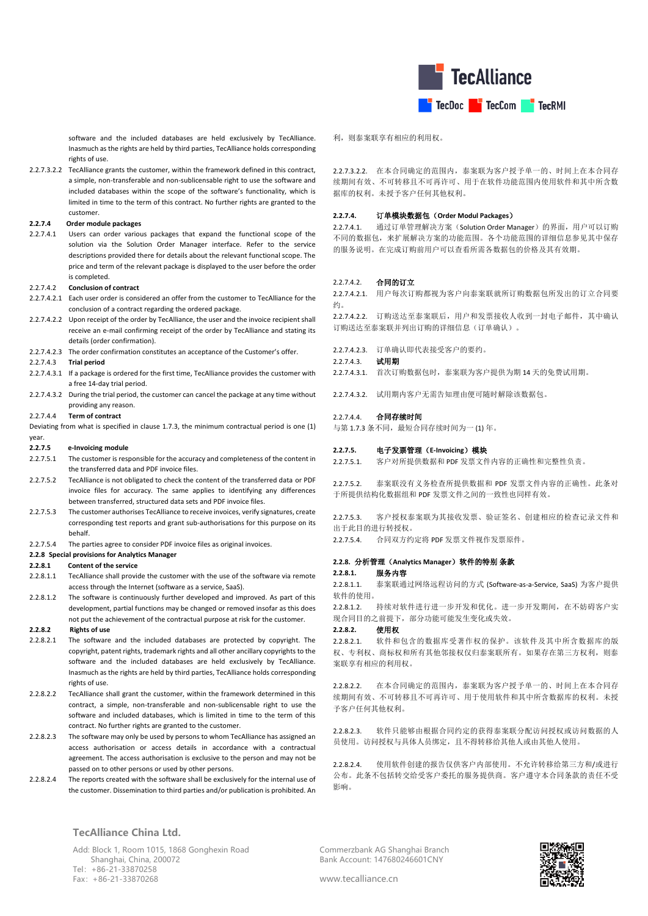software and the included databases are held exclusively by TecAlliance. Inasmuch as the rights are held by third parties, TecAlliance holds corresponding rights of use.

2.2.7.3.2.2 TecAlliance grants the customer, within the framework defined in this contract, a simple, non-transferable and non-sublicensable right to use the software and included databases within the scope of the software's functionality, which is limited in time to the term of this contract. No further rights are granted to the customer.

**2.2.7.4 Order module packages**

2.2.7.4.1 Users can order various packages that expand the functional scope of the solution via the Solution Order Manager interface. Refer to the service descriptions provided there for details about the relevant functional scope. The price and term of the relevant package is displayed to the user before the order is completed.

2.2.7.4.2 **Conclusion of contract**

2.2.7.4.2.1 Each user order is considered an offer from the customer to TecAlliance for the conclusion of a contract regarding the ordered package.

2.2.7.4.2.2 Upon receipt of the order by TecAlliance, the user and the invoice recipient shall receive an e-mail confirming receipt of the order by TecAlliance and stating its details (order confirmation).

2.2.7.4.2.3 The order confirmation constitutes an acceptance of the Customer's offer.

2.2.7.4.3 **Trial period**

2.2.7.4.3.1 If a package is ordered for the first time, TecAlliance provides the customer with a free 14-day trial period.

2.2.7.4.3.2 During the trial period, the customer can cancel the package at any time without providing any reason.

2.2.7.4.4 **Term of contract**

Deviating from what is specified in clause 1.7.3, the minimum contractual period is one (1) year.

**2.2.7.5 e-Invoicing module**

2.2.7.5.1 The customer is responsible for the accuracy and completeness of the content in the transferred data and PDF invoice files.

2.2.7.5.2 TecAlliance is not obligated to check the content of the transferred data or PDF invoice files for accuracy. The same applies to identifying any differences between transferred, structured data sets and PDF invoice files.

2.2.7.5.3 The customer authorises TecAlliance to receive invoices, verify signatures, create corresponding test reports and grant sub-authorisations for this purpose on its behalf.

2.2.7.5.4 The parties agree to consider PDF invoice files as original invoices.

**2.2.8 Special provisions for Analytics Manager**

**2.2.8.1 Content of the service**

2.2.8.1.1 TecAlliance shall provide the customer with the use of the software via remote access through the Internet (software as a service, SaaS).

2.2.8.1.2 The software is continuously further developed and improved. As part of this development, partial functions may be changed or removed insofar as this does not put the achievement of the contractual purpose at risk for the customer.

**2.2.8.2 Rights of use**

2.2.8.2.1 The software and the included databases are protected by copyright. The copyright, patent rights, trademark rights and all other ancillary copyrights to the software and the included databases are held exclusively by TecAlliance. Inasmuch as the rights are held by third parties, TecAlliance holds corresponding rights of use.

2.2.8.2.2 TecAlliance shall grant the customer, within the framework determined in this contract, a simple, non-transferable and non-sublicensable right to use the software and included databases, which is limited in time to the term of this contract. No further rights are granted to the customer.

2.2.8.2.3 The software may only be used by persons to whom TecAlliance has assigned an access authorisation or access details in accordance with a contractual agreement. The access authorisation is exclusive to the person and may not be passed on to other persons or used by other persons.

2.2.8.2.4 The reports created with the software shall be exclusively for the internal use of the customer. Dissemination to third parties and/or publication is prohibited. An

利，则泰案联享有相应的利用权。

2.2.7.3.2.2. 在本合同确定的范围内，泰案联为客户授予单一的、时间上在本合同存续期间有效、不可转移且不可再许可、用于在软件功能范围内使用软件和其中所含数据库的权利。未授予客户任何其他权利。

**2.2.7.4. 订单模块数据包（Order Modul Packages）**

2.2.7.4.1. 通过订单管理解决方案（Solution Order Manager）的界面，用户可以订购不同的数据包，来扩展解决方案的功能范围。各个功能范围的详细信息参见其中保存的服务说明。在完成订购前用户可以查看所需各数据包的价格及其有效期。

2.2.7.4.2. **合同的订立**

2.2.7.4.2.1. 用户每次订购都视为客户向泰案联就所订购数据包所发出的订立合同要约。

2.2.7.4.2.2. 订购送达至泰案联后，用户和发票接收人收到一封电子邮件，其中确认订购送达至泰案联并列出订购的详细信息（订单确认）。

2.2.7.4.2.3. 订单确认即代表接受客户的要约。

2.2.7.4.3. **试用期**

2.2.7.4.3.1. 首次订购数据包时，泰案联为客户提供为期 14 天的免费试用期。

2.2.7.4.3.2. 试用期内客户无需告知理由便可随时解除该数据包。

2.2.7.4.4. **合同存续时间**

与第 1.7.3 条不同，最短合同存续时间为一 (1) 年。

**2.2.7.5. 电子发票管理（E-Invoicing）模块**

2.2.7.5.1. 客户对所提供数据和 PDF 发票文件内容的正确性和完整性负责。

2.2.7.5.2. 泰案联没有义务检查所提供数据和 PDF 发票文件内容的正确性。此条对于所提供结构化数据组和 PDF 发票文件之间的一致性也同样有效。

2.2.7.5.3. 客户授权泰案联为其接收发票、验证签名、创建相应的检查记录文件和出于此目的进行转授权。

2.2.7.5.4. 合同双方约定将 PDF 发票文件视作发票原件。

**2.2.8. 分析管理（Analytics Manager）软件的特别 条款**

**2.2.8.1. 服务内容**

2.2.8.1.1. 泰案联通过网络远程访问的方式 (Software-as-a-Service, SaaS) 为客户提供软件的使用。

2.2.8.1.2. 持续对软件进行进一步开发和优化。进一步开发期间，在不妨碍客户实现合同目的之前提下，部分功能可能发生变化或失效。

**2.2.8.2. 使用权**

2.2.8.2.1. 软件和包含的数据库受著作权的保护。该软件及其中所含数据库的版权、专利权、商标权和所有其他邻接权仅归泰案联所有。如果存在第三方权利，则泰案联享有相应的利用权。

2.2.8.2.2. 在本合同确定的范围内，泰案联为客户授予单一的、时间上在本合同存续期间有效、不可转移且不可再许可、用于使用软件和其中所含数据库的权利。未授予客户任何其他权利。

2.2.8.2.3. 软件只能够由根据合同约定的获得泰案联分配访问授权或访问数据的人员使用。访问授权与具体人员绑定，且不得转移给其他人或由其他人使用。

2.2.8.2.4. 使用软件创建的报告仅供客户内部使用。不允许转移给第三方和/或进行公布。此条不包括转交给受客户委托的服务提供商。客户遵守本合同条款的责任不受影响。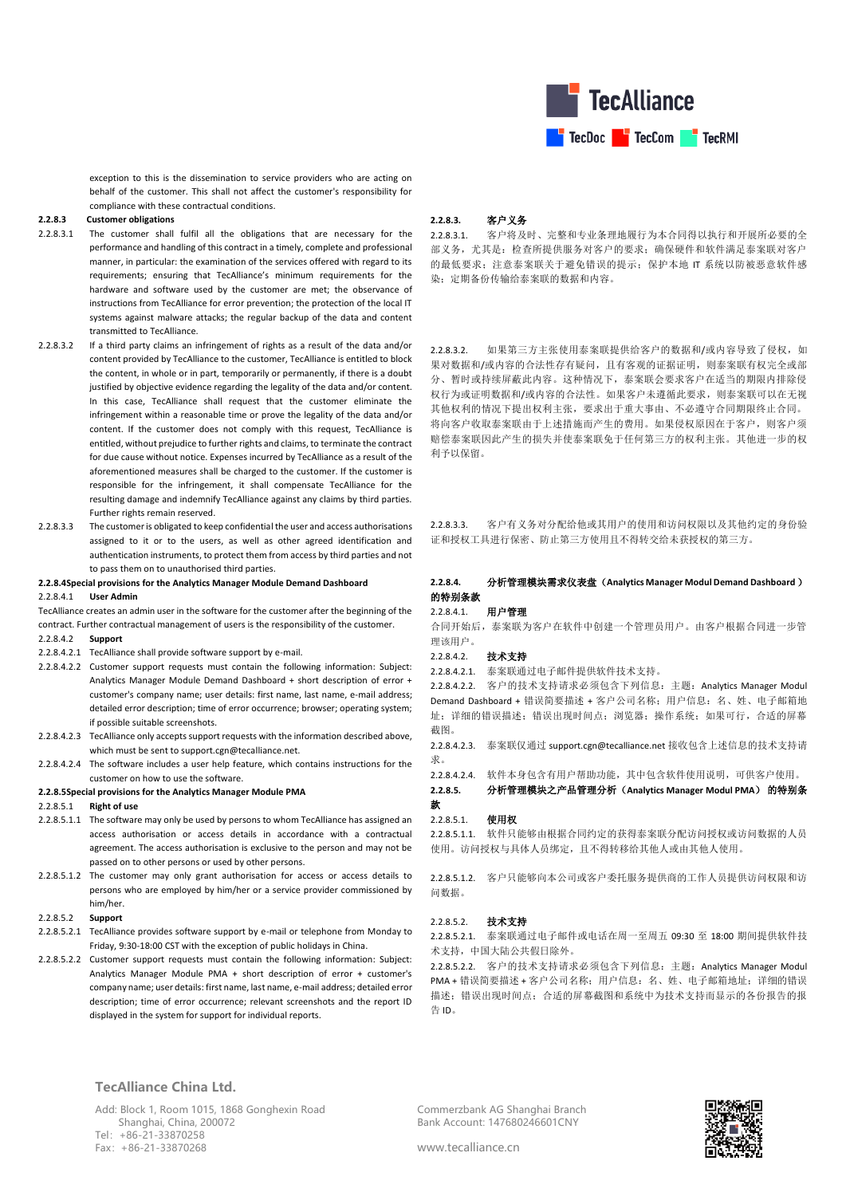exception to this is the dissemination to service providers who are acting on behalf of the customer. This shall not affect the customer's responsibility for compliance with these contractual conditions.

**2.2.8.3 Customer obligations**

2.2.8.3.1 The customer shall fulfil all the obligations that are necessary for the performance and handling of this contract in a timely, complete and professional manner, in particular: the examination of the services offered with regard to its requirements; ensuring that TecAlliance's minimum requirements for the hardware and software used by the customer are met; the observance of instructions from TecAlliance for error prevention; the protection of the local IT systems against malware attacks; the regular backup of the data and content transmitted to TecAlliance.

2.2.8.3.2 If a third party claims an infringement of rights as a result of the data and/or content provided by TecAlliance to the customer, TecAlliance is entitled to block the content, in whole or in part, temporarily or permanently, if there is a doubt justified by objective evidence regarding the legality of the data and/or content. In this case, TecAlliance shall request that the customer eliminate the infringement within a reasonable time or prove the legality of the data and/or content. If the customer does not comply with this request, TecAlliance is entitled, without prejudice to further rights and claims, to terminate the contract for due cause without notice. Expenses incurred by TecAlliance as a result of the aforementioned measures shall be charged to the customer. If the customer is responsible for the infringement, it shall compensate TecAlliance for the resulting damage and indemnify TecAlliance against any claims by third parties. Further rights remain reserved.

2.2.8.3.3 The customer is obligated to keep confidential the user and access authorisations assigned to it or to the users, as well as other agreed identification and authentication instruments, to protect them from access by third parties and not to pass them on to unauthorised third parties.

**2.2.8.4 Special provisions for the Analytics Manager Module Demand Dashboard**

2.2.8.4.1 **User Admin**

TecAlliance creates an admin user in the software for the customer after the beginning of the contract. Further contractual management of users is the responsibility of the customer.

2.2.8.4.2 **Support**

2.2.8.4.2.1 TecAlliance shall provide software support by e-mail.

2.2.8.4.2.2 Customer support requests must contain the following information: Subject: Analytics Manager Module Demand Dashboard + short description of error + customer's company name; user details: first name, last name, e-mail address; detailed error description; time of error occurrence; browser; operating system; if possible suitable screenshots.

2.2.8.4.2.3 TecAlliance only accepts support requests with the information described above, which must be sent to support.cgn@tecalliance.net.

2.2.8.4.2.4 The software includes a user help feature, which contains instructions for the customer on how to use the software.

**2.2.8.5 Special provisions for the Analytics Manager Module PMA**

2.2.8.5.1 **Right of use**

2.2.8.5.1.1 The software may only be used by persons to whom TecAlliance has assigned an access authorisation or access details in accordance with a contractual agreement. The access authorisation is exclusive to the person and may not be passed on to other persons or used by other persons.

2.2.8.5.1.2 The customer may only grant authorisation for access or access details to persons who are employed by him/her or a service provider commissioned by him/her.

2.2.8.5.2 **Support**

2.2.8.5.2.1 TecAlliance provides software support by e-mail or telephone from Monday to Friday, 9:30-18:00 CST with the exception of public holidays in China.

2.2.8.5.2.2 Customer support requests must contain the following information: Subject: Analytics Manager Module PMA + short description of error + customer's company name; user details: first name, last name, e-mail address; detailed error description; time of error occurrence; relevant screenshots and the report ID displayed in the system for support for individual reports.

**2.2.8.3. 客户义务**

2.2.8.3.1. 客户将及时、完整和专业条理地履行为本合同得以执行和开展所必要的全部义务，尤其是：检查所提供服务对客户的要求；确保硬件和软件满足泰案联对客户的最低要求；注意泰案联关于避免错误的提示；保护本地 IT 系统以防被恶意软件感染；定期备份传输给泰案联的数据和内容。

2.2.8.3.2. 如果第三方主张使用泰案联提供给客户的数据和/或内容导致了侵权，如果对数据和/或内容的合法性存有疑问，且有客观的证据证明，则泰案联有权完全或部分、暂时或持续屏蔽此内容。这种情况下，泰案联会要求客户在适当的期限内排除侵权行为或证明数据和/或内容的合法性。如果客户未遵循此要求，则泰案联可以在无视其他权利的情况下提出权利主张，要求出于重大事由、不必遵守合同期限终止合同。将向客户收取泰案联由于上述措施而产生的费用。如果侵权原因在于客户，则客户须赔偿泰案联因此产生的损失并使泰案联免于任何第三方的权利主张。其他进一步的权利予以保留。

2.2.8.3.3. 客户有义务对分配给他或其用户的使用和访问权限以及其他约定的身份验证和授权工具进行保密、防止第三方使用且不得转交给未获授权的第三方。

**2.2.8.4. 分析管理模块需求仪表盘（Analytics Manager Modul Demand Dashboard）的特别条款**

2.2.8.4.1. **用户管理**

合同开始后，泰案联为客户在软件中创建一个管理员用户。由客户根据合同进一步管理该用户。

2.2.8.4.2. **技术支持**

2.2.8.4.2.1. 泰案联通过电子邮件提供软件技术支持。

2.2.8.4.2.2. 客户的技术支持请求必须包含下列信息：主题：Analytics Manager Modul Demand Dashboard + 错误简要描述 + 客户公司名称；用户信息：名、姓、电子邮箱地址；详细的错误描述；错误出现时间点；浏览器；操作系统；如果可行，合适的屏幕截图。

2.2.8.4.2.3. 泰案联仅通过 support.cgn@tecalliance.net 接收包含上述信息的技术支持请求。

2.2.8.4.2.4. 软件本身包含有用户帮助功能，其中包含软件使用说明，可供客户使用。

**2.2.8.5. 分析管理模块之产品管理分析（Analytics Manager Modul PMA）的特别条款**

2.2.8.5.1. **使用权**

2.2.8.5.1.1. 软件只能够由根据合同约定的获得泰案联分配访问授权或访问数据的人员使用。访问授权与具体人员绑定，且不得转移给其他人或由其他人使用。

2.2.8.5.1.2. 客户只能够向本公司或客户委托服务提供商的工作人员提供访问权限和访问数据。

2.2.8.5.2. **技术支持**

2.2.8.5.2.1. 泰案联通过电子邮件或电话在周一至周五 09:30 至 18:00 期间提供软件技术支持，中国大陆公共假日除外。

2.2.8.5.2.2. 客户的技术支持请求必须包含下列信息：主题：Analytics Manager Modul PMA + 错误简要描述 + 客户公司名称；用户信息：名、姓、电子邮箱地址；详细的错误描述；错误出现时间点；合适的屏幕截图和系统中为技术支持而显示的各份报告的报告 ID。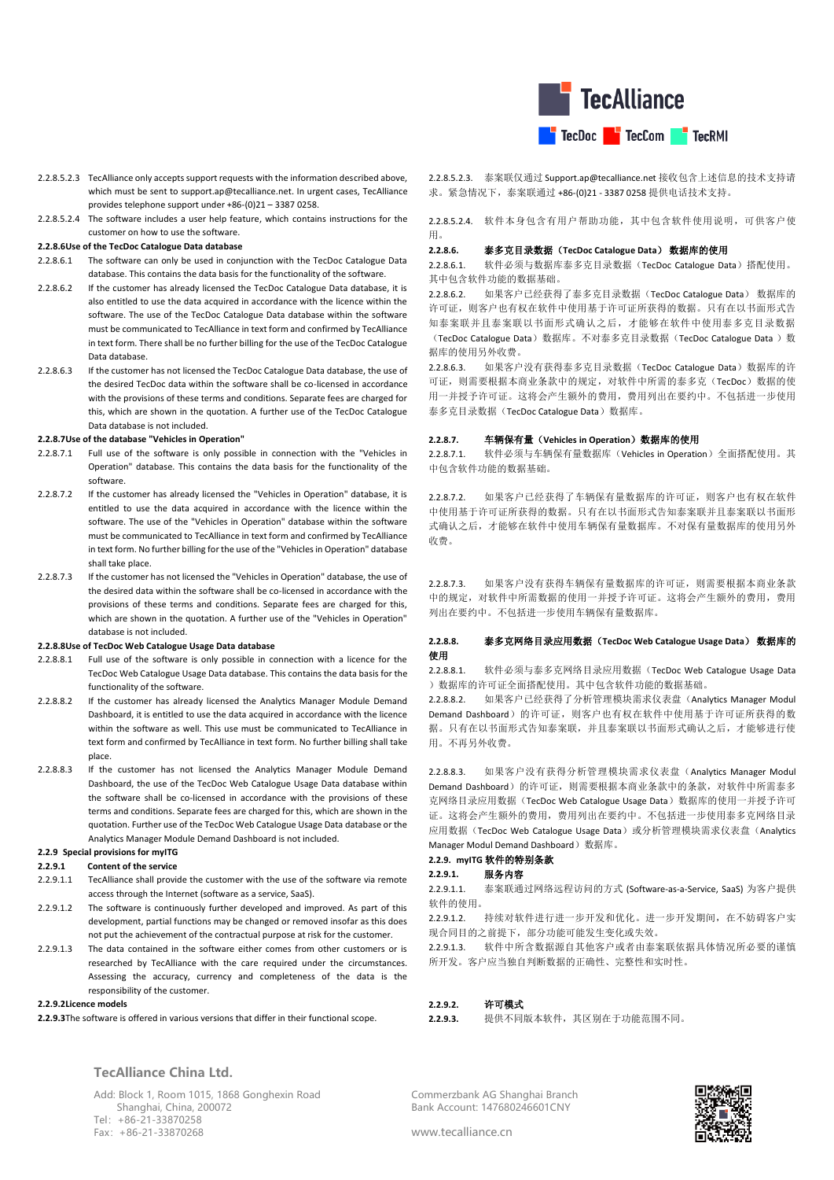2.2.8.5.2.3 TecAlliance only accepts support requests with the information described above, which must be sent to support.ap@tecalliance.net. In urgent cases, TecAlliance provides telephone support under +86-(0)21 – 3387 0258.

2.2.8.5.2.4 The software includes a user help feature, which contains instructions for the customer on how to use the software.

**2.2.8.6 Use of the TecDoc Catalogue Data database**

2.2.8.6.1 The software can only be used in conjunction with the TecDoc Catalogue Data database. This contains the data basis for the functionality of the software.

2.2.8.6.2 If the customer has already licensed the TecDoc Catalogue Data database, it is also entitled to use the data acquired in accordance with the licence within the software. The use of the TecDoc Catalogue Data database within the software must be communicated to TecAlliance in text form and confirmed by TecAlliance in text form. There shall be no further billing for the use of the TecDoc Catalogue Data database.

2.2.8.6.3 If the customer has not licensed the TecDoc Catalogue Data database, the use of the desired TecDoc data within the software shall be co-licensed in accordance with the provisions of these terms and conditions. Separate fees are charged for this, which are shown in the quotation. A further use of the TecDoc Catalogue Data database is not included.

**2.2.8.7 Use of the database "Vehicles in Operation"**

2.2.8.7.1 Full use of the software is only possible in connection with the "Vehicles in Operation" database. This contains the data basis for the functionality of the software.

2.2.8.7.2 If the customer has already licensed the "Vehicles in Operation" database, it is entitled to use the data acquired in accordance with the licence within the software. The use of the "Vehicles in Operation" database within the software must be communicated to TecAlliance in text form and confirmed by TecAlliance in text form. No further billing for the use of the "Vehicles in Operation" database shall take place.

2.2.8.7.3 If the customer has not licensed the "Vehicles in Operation" database, the use of the desired data within the software shall be co-licensed in accordance with the provisions of these terms and conditions. Separate fees are charged for this, which are shown in the quotation. A further use of the "Vehicles in Operation" database is not included.

**2.2.8.8 Use of TecDoc Web Catalogue Usage Data database**

2.2.8.8.1 Full use of the software is only possible in connection with a licence for the TecDoc Web Catalogue Usage Data database. This contains the data basis for the functionality of the software.

2.2.8.8.2 If the customer has already licensed the Analytics Manager Module Demand Dashboard, it is entitled to use the data acquired in accordance with the licence within the software as well. This use must be communicated to TecAlliance in text form and confirmed by TecAlliance in text form. No further billing shall take place.

2.2.8.8.3 If the customer has not licensed the Analytics Manager Module Demand Dashboard, the use of the TecDoc Web Catalogue Usage Data database within the software shall be co-licensed in accordance with the provisions of these terms and conditions. Separate fees are charged for this, which are shown in the quotation. Further use of the TecDoc Web Catalogue Usage Data database or the Analytics Manager Module Demand Dashboard is not included.

**2.2.9 Special provisions for myITG**

**2.2.9.1 Content of the service**

2.2.9.1.1 TecAlliance shall provide the customer with the use of the software via remote access through the Internet (software as a service, SaaS).

2.2.9.1.2 The software is continuously further developed and improved. As part of this development, partial functions may be changed or removed insofar as this does not put the achievement of the contractual purpose at risk for the customer.

2.2.9.1.3 The data contained in the software either comes from other customers or is researched by TecAlliance with the care required under the circumstances. Assessing the accuracy, currency and completeness of the data is the responsibility of the customer.

**2.2.9.2 Licence models**

**2.2.9.3** The software is offered in various versions that differ in their functional scope.

2.2.8.5.2.3. 泰案联仅通过 Support.ap@tecalliance.net 接收包含上述信息的技术支持请求。紧急情况下，泰案联通过 +86-(0)21 - 3387 0258 提供电话技术支持。

2.2.8.5.2.4. 软件本身包含有用户帮助功能，其中包含软件使用说明，可供客户使用。

**2.2.8.6. 泰多克目录数据（TecDoc Catalogue Data）数据库的使用**

2.2.8.6.1. 软件必须与数据库泰多克目录数据（TecDoc Catalogue Data）搭配使用。其中包含软件功能的数据基础。

2.2.8.6.2. 如果客户已经获得了泰多克目录数据（TecDoc Catalogue Data）数据库的许可证，则客户也有权在软件中使用基于许可证所获得的数据。只有在以书面形式告知泰案联并且泰案联以书面形式确认之后，才能够在软件中使用泰多克目录数据（TecDoc Catalogue Data）数据库。不对泰多克目录数据（TecDoc Catalogue Data ）数据库的使用另外收费。

2.2.8.6.3. 如果客户没有获得泰多克目录数据（TecDoc Catalogue Data）数据库的许可证，则需要根据本商业条款中的规定，对软件中所需的泰多克（TecDoc）数据的使用一并授予许可证。这将会产生额外的费用，费用列出在要约中。不包括进一步使用泰多克目录数据（TecDoc Catalogue Data）数据库。

**2.2.8.7. 车辆保有量（Vehicles in Operation）数据库的使用**

2.2.8.7.1. 软件必须与车辆保有量数据库（Vehicles in Operation）全面搭配使用。其中包含软件功能的数据基础。

2.2.8.7.2. 如果客户已经获得了车辆保有量数据库的许可证，则客户也有权在软件中使用基于许可证所获得的数据。只有在以书面形式告知泰案联并且泰案联以书面形式确认之后，才能够在软件中使用车辆保有量数据库。不对保有量数据库的使用另外收费。

2.2.8.7.3. 如果客户没有获得车辆保有量数据库的许可证，则需要根据本商业条款中的规定，对软件中所需数据的使用一并授予许可证。这将会产生额外的费用，费用列出在要约中。不包括进一步使用车辆保有量数据库。

**2.2.8.8. 泰多克网络目录应用数据（TecDoc Web Catalogue Usage Data）数据库的使用**

2.2.8.8.1. 软件必须与泰多克网络目录应用数据（TecDoc Web Catalogue Usage Data ）数据库的许可证全面配合使用。其中包含软件功能的数据基础。

2.2.8.8.2. 如果客户已经获得了分析管理模块需求仪表盘（Analytics Manager Modul Demand Dashboard）的许可证，则客户也有权在软件中使用基于许可证所获得的数据。只有在以书面形式告知泰案联，并且泰案联以书面形式确认之后，才能够进行使用。不再另外收费。

2.2.8.8.3. 如果客户没有获得分析管理模块需求仪表盘（Analytics Manager Modul Demand Dashboard）的许可证，则需要根据本商业条款中的条款，对软件中所需泰多克网络目录应用数据（TecDoc Web Catalogue Usage Data）数据库的使用一并授予许可证。这将会产生额外的费用，费用列出在要约中。不包括进一步使用泰多克网络目录应用数据（TecDoc Web Catalogue Usage Data）或分析管理模块需求仪表盘（Analytics Manager Modul Demand Dashboard）数据库。

**2.2.9. myITG 软件的特别条款**

**2.2.9.1. 服务内容**

2.2.9.1.1. 泰案联通过网络远程访问的方式 (Software-as-a-Service, SaaS) 为客户提供软件的使用。

2.2.9.1.2. 持续对软件进行进一步开发和优化。进一步开发期间，在不妨碍客户实现合同目的之前提下，部分功能可能发生变化或失效。

2.2.9.1.3. 软件中所含数据源自其他客户或者由泰案联依据具体情况所必要的谨慎所开发。客户应当独自判断数据的正确性、完整性和实时性。

**2.2.9.2. 许可模式**

**2.2.9.3.** 提供不同版本软件，其区别在于功能范围不同。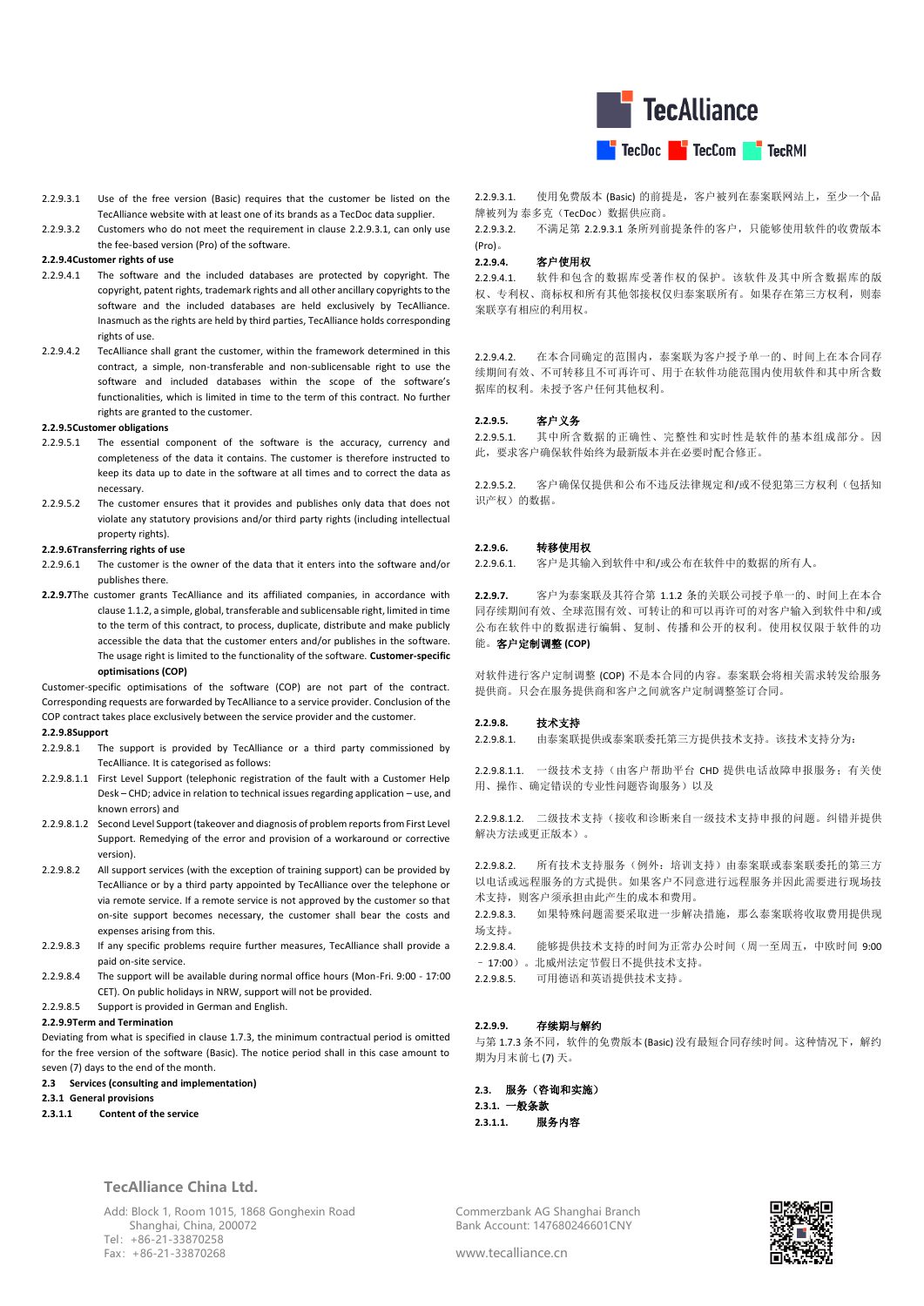2.2.9.3.1 Use of the free version (Basic) requires that the customer be listed on the TecAlliance website with at least one of its brands as a TecDoc data supplier.

2.2.9.3.2 Customers who do not meet the requirement in clause 2.2.9.3.1, can only use the fee-based version (Pro) of the software.

**2.2.9.4 Customer rights of use**

2.2.9.4.1 The software and the included databases are protected by copyright. The copyright, patent rights, trademark rights and all other ancillary copyrights to the software and the included databases are held exclusively by TecAlliance. Inasmuch as the rights are held by third parties, TecAlliance holds corresponding rights of use.

2.2.9.4.2 TecAlliance shall grant the customer, within the framework determined in this contract, a simple, non-transferable and non-sublicensable right to use the software and included databases within the scope of the software's functionalities, which is limited in time to the term of this contract. No further rights are granted to the customer.

**2.2.9.5 Customer obligations**

2.2.9.5.1 The essential component of the software is the accuracy, currency and completeness of the data it contains. The customer is therefore instructed to keep its data up to date in the software at all times and to correct the data as necessary.

2.2.9.5.2 The customer ensures that it provides and publishes only data that does not violate any statutory provisions and/or third party rights (including intellectual property rights).

**2.2.9.6 Transferring rights of use**

2.2.9.6.1 The customer is the owner of the data that it enters into the software and/or publishes there.

**2.2.9.7** The customer grants TecAlliance and its affiliated companies, in accordance with clause 1.1.2, a simple, global, transferable and sublicensable right, limited in time to the term of this contract, to process, duplicate, distribute and make publicly accessible the data that the customer enters and/or publishes in the software. The usage right is limited to the functionality of the software. **Customer-specific optimisations (COP)**

Customer-specific optimisations of the software (COP) are not part of the contract. Corresponding requests are forwarded by TecAlliance to a service provider. Conclusion of the COP contract takes place exclusively between the service provider and the customer.

**2.2.9.8 Support**

2.2.9.8.1 The support is provided by TecAlliance or a third party commissioned by TecAlliance. It is categorised as follows:

2.2.9.8.1.1 First Level Support (telephonic registration of the fault with a Customer Help Desk – CHD; advice in relation to technical issues regarding application – use, and known errors) and

2.2.9.8.1.2 Second Level Support (takeover and diagnosis of problem reports from First Level Support. Remedying of the error and provision of a workaround or corrective version).

2.2.9.8.2 All support services (with the exception of training support) can be provided by TecAlliance or by a third party appointed by TecAlliance over the telephone or via remote service. If a remote service is not approved by the customer so that on-site support becomes necessary, the customer shall bear the costs and expenses arising from this.

2.2.9.8.3 If any specific problems require further measures, TecAlliance shall provide a paid on-site service.

2.2.9.8.4 The support will be available during normal office hours (Mon-Fri. 9:00 - 17:00 CET). On public holidays in NRW, support will not be provided.

2.2.9.8.5 Support is provided in German and English.

**2.2.9.9 Term and Termination**

Deviating from what is specified in clause 1.7.3, the minimum contractual period is omitted for the free version of the software (Basic). The notice period shall in this case amount to seven (7) days to the end of the month.

**2.3 Services (consulting and implementation)**

**2.3.1 General provisions**

**2.3.1.1 Content of the service**

2.2.9.3.1. 使用免费版本 (Basic) 的前提是，客户被列在泰案联网站上，至少一个品牌被列为泰多克（TecDoc）数据供应商。

2.2.9.3.2. 不满足第 2.2.9.3.1 条所列前提条件的客户，只能够使用软件的收费版本 (Pro)。

**2.2.9.4. 客户使用权**

2.2.9.4.1. 软件和包含的数据库受著作权的保护。该软件及其中所含数据库的版权、专利权、商标权和所有其他邻接权仅归泰案联所有。如果存在第三方权利，则泰案联享有相应的利用权。

2.2.9.4.2. 在本合同确定的范围内，泰案联为客户授予单一的、时间上在本合同存续期间有效、不可转移且不可再许可、用于在软件功能范围内使用软件和其中所含数据库的权利。未授予客户任何其他权利。

**2.2.9.5. 客户义务**

2.2.9.5.1. 其中所含数据的正确性、完整性和实时性是软件的基本组成部分。因此，要求客户确保软件始终为最新版本并在必要时配合修正。

2.2.9.5.2. 客户确保仅提供和公布不违反法律规定和/或不侵犯第三方权利（包括知识产权）的数据。

**2.2.9.6. 转移使用权**

2.2.9.6.1. 客户是其输入到软件中和/或公布在软件中的数据的所有人。

**2.2.9.7.** 客户为泰案联及其符合第 1.1.2 条的关联公司授予单一的、时间上在本合同存续期间有效、全球范围有效、可转让的和可以再许可的对客户输入到软件中和/或公布在软件中的数据进行编辑、复制、传播和公开的权利。使用权仅限于软件的功能。**客户定制调整 (COP)**

对软件进行客户定制调整 (COP) 不是本合同的内容。泰案联会将相关需求转发给服务提供商。只会在服务提供商和客户之间就客户定制调整签订合同。

**2.2.9.8. 技术支持**

2.2.9.8.1. 由泰案联提供或泰案联委托第三方提供技术支持。该技术支持分为：

2.2.9.8.1.1. 一级技术支持（由客户帮助平台 CHD 提供电话故障申报服务；有关使用、操作、确定错误的专业性问题咨询服务）以及

2.2.9.8.1.2. 二级技术支持（接收和诊断来自一级技术支持申报的问题。纠错并提供解决方法或更正版本）。

2.2.9.8.2. 所有技术支持服务（例外：培训支持）由泰案联或泰案联委托的第三方以电话或远程服务的方式提供。如果客户不同意进行远程服务并因此需要进行现场技术支持，则客户须承担由此产生的成本和费用。

2.2.9.8.3. 如果特殊问题需要采取进一步解决措施，那么泰案联将收取费用提供现场支持。

2.2.9.8.4. 能够提供技术支持的时间为正常办公时间（周一至周五，中欧时间 9:00 – 17:00）。北威州法定节假日不提供技术支持。

2.2.9.8.5. 可用德语和英语提供技术支持。

**2.2.9.9. 存续期与解约**

与第 1.7.3 条不同，软件的免费版本 (Basic) 没有最短合同存续时间。这种情况下，解约期为月末前七 (7) 天。

**2.3. 服务（咨询和实施）**

**2.3.1. 一般条款**

**2.3.1.1. 服务内容**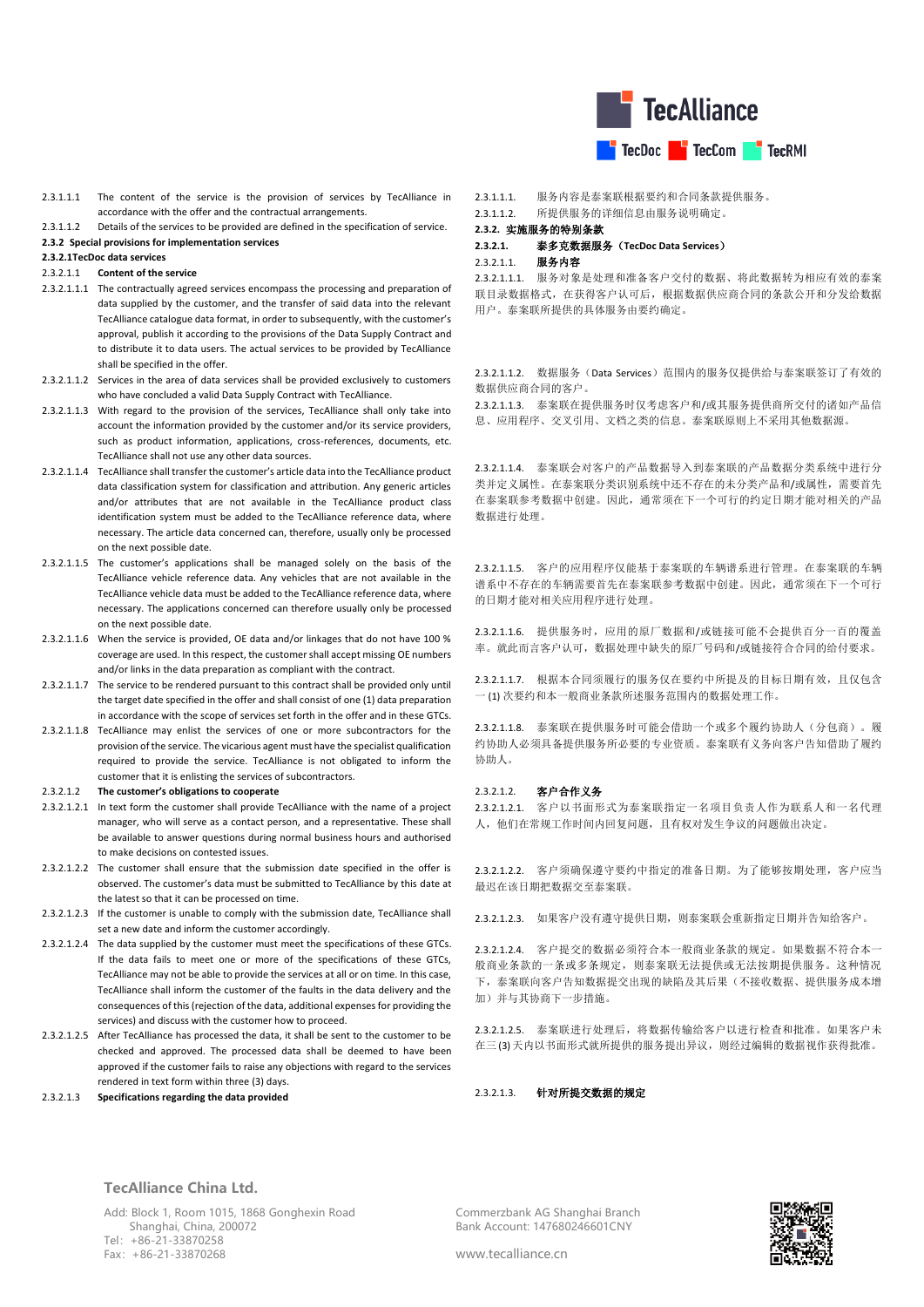2.3.1.1.1 The content of the service is the provision of services by TecAlliance in accordance with the offer and the contractual arrangements.

2.3.1.1.2 Details of the services to be provided are defined in the specification of service.

**2.3.2 Special provisions for implementation services**

**2.3.2.1TecDoc data services**

2.3.2.1.1 **Content of the service**

2.3.2.1.1.1 The contractually agreed services encompass the processing and preparation of data supplied by the customer, and the transfer of said data into the relevant TecAlliance catalogue data format, in order to subsequently, with the customer's approval, publish it according to the provisions of the Data Supply Contract and to distribute it to data users. The actual services to be provided by TecAlliance shall be specified in the offer.

2.3.2.1.1.2 Services in the area of data services shall be provided exclusively to customers who have concluded a valid Data Supply Contract with TecAlliance.

2.3.2.1.1.3 With regard to the provision of the services, TecAlliance shall only take into account the information provided by the customer and/or its service providers, such as product information, applications, cross-references, documents, etc. TecAlliance shall not use any other data sources.

2.3.2.1.1.4 TecAlliance shall transfer the customer's article data into the TecAlliance product data classification system for classification and attribution. Any generic articles and/or attributes that are not available in the TecAlliance product class identification system must be added to the TecAlliance reference data, where necessary. The article data concerned can, therefore, usually only be processed on the next possible date.

2.3.2.1.1.5 The customer's applications shall be managed solely on the basis of the TecAlliance vehicle reference data. Any vehicles that are not available in the TecAlliance vehicle data must be added to the TecAlliance reference data, where necessary. The applications concerned can therefore usually only be processed on the next possible date.

2.3.2.1.1.6 When the service is provided, OE data and/or linkages that do not have 100 % coverage are used. In this respect, the customer shall accept missing OE numbers and/or links in the data preparation as compliant with the contract.

2.3.2.1.1.7 The service to be rendered pursuant to this contract shall be provided only until the target date specified in the offer and shall consist of one (1) data preparation in accordance with the scope of services set forth in the offer and in these GTCs.

2.3.2.1.1.8 TecAlliance may enlist the services of one or more subcontractors for the provision of the service. The vicarious agent must have the specialist qualification required to provide the service. TecAlliance is not obligated to inform the customer that it is enlisting the services of subcontractors.

2.3.2.1.2 **The customer's obligations to cooperate**

2.3.2.1.2.1 In text form the customer shall provide TecAlliance with the name of a project manager, who will serve as a contact person, and a representative. These shall be available to answer questions during normal business hours and authorised to make decisions on contested issues.

2.3.2.1.2.2 The customer shall ensure that the submission date specified in the offer is observed. The customer's data must be submitted to TecAlliance by this date at the latest so that it can be processed on time.

2.3.2.1.2.3 If the customer is unable to comply with the submission date, TecAlliance shall set a new date and inform the customer accordingly.

2.3.2.1.2.4 The data supplied by the customer must meet the specifications of these GTCs. If the data fails to meet one or more of the specifications of these GTCs, TecAlliance may not be able to provide the services at all or on time. In this case, TecAlliance shall inform the customer of the faults in the data delivery and the consequences of this (rejection of the data, additional expenses for providing the services) and discuss with the customer how to proceed.

2.3.2.1.2.5 After TecAlliance has processed the data, it shall be sent to the customer to be checked and approved. The processed data shall be deemed to have been approved if the customer fails to raise any objections with regard to the services rendered in text form within three (3) days.

2.3.2.1.3 **Specifications regarding the data provided**

2.3.1.1.1. 服务内容是泰案联根据要约和合同条款提供服务。

2.3.1.1.2. 所提供服务的详细信息由服务说明确定。

**2.3.2. 实施服务的特别条款**

**2.3.2.1. 泰多克数据服务（TecDoc Data Services）**

2.3.2.1.1. **服务内容**

2.3.2.1.1.1. 服务对象是处理和准备客户交付的数据、将此数据转为相应有效的泰案联目录数据格式，在获得客户认可后，根据数据供应商合同的条款公开和分发给数据用户。泰案联所提供的具体服务由要约确定。

2.3.2.1.1.2. 数据服务（Data Services）范围内的服务仅提供给与泰案联签订了有效的数据供应商合同的客户。

2.3.2.1.1.3. 泰案联在提供服务时仅考虑客户和/或其服务提供商所交付的诸如产品信息、应用程序、交叉引用、文档之类的信息。泰案联原则上不采用其他数据源。

2.3.2.1.1.4. 泰案联会对客户的产品数据导入到泰案联的产品数据分类系统中进行分类并定义属性。在泰案联分类识别系统中还不存在的未分类产品和/或属性，需要首先在泰案联参考数据中创建。因此，通常须在下一个可行的约定日期才能对相关的产品数据进行处理。

2.3.2.1.1.5. 客户的应用程序仅能基于泰案联的车辆谱系进行管理。在泰案联的车辆谱系中不存在的车辆需要首先在泰案联参考数据中创建。因此，通常须在下一个可行的日期才能对相关应用程序进行处理。

2.3.2.1.1.6. 提供服务时，应用的原厂数据和/或链接可能不会提供百分一百的覆盖率。就此而言客户认可，数据处理中缺失的原厂号码和/或链接符合合同的给付要求。

2.3.2.1.1.7. 根据本合同须履行的服务仅在要约中所提及的目标日期有效，且仅包含一 (1) 次要约和本一般商业条款所述服务范围内的数据处理工作。

2.3.2.1.1.8. 泰案联在提供服务时可能会借助一个或多个履约协助人（分包商）。履约协助人必须具备提供服务所必要的专业资质。泰案联有义务向客户告知借助了履约协助人。

2.3.2.1.2. **客户合作义务**

2.3.2.1.2.1. 客户以书面形式为泰案联指定一名项目负责人作为联系人和一名代理人，他们在常规工作时间内回复问题，且有权对发生争议的问题做出决定。

2.3.2.1.2.2. 客户须确保遵守要约中指定的准备日期。为了能够按期处理，客户应当最迟在该日期把数据交至泰案联。

2.3.2.1.2.3. 如果客户没有遵守提供日期，则泰案联会重新指定日期并告知客户。

2.3.2.1.2.4. 客户提交的数据必须符合本一般商业条款的规定。如果数据不符合本一般商业条款的一条或多条规定，则泰案联无法提供或无法按期提供服务。这种情况下，泰案联向客户告知数据提交出现的缺陷及其后果（不接收数据、提供服务成本增加）并与其协商下一步措施。

2.3.2.1.2.5. 泰案联进行处理后，将数据传输给客户以进行检查和批准。如果客户未在三 (3) 天内以书面形式就所提供的服务提出异议，则经过编辑的数据视作获得批准。

2.3.2.1.3. **针对所提交数据的规定**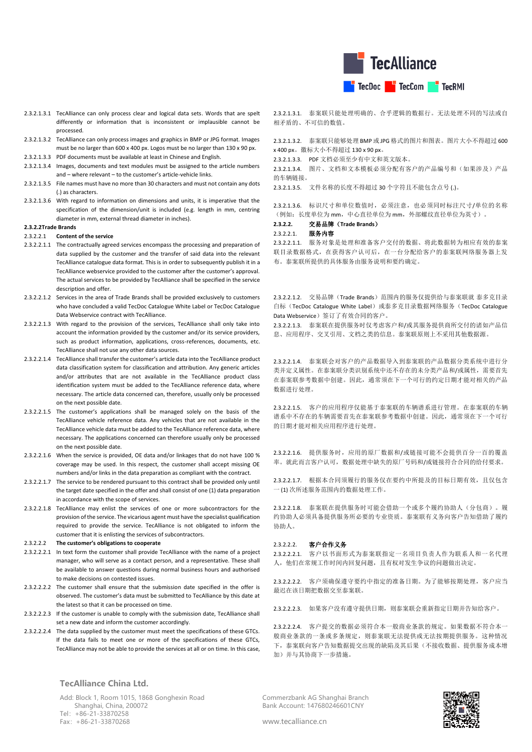2.3.2.1.3.1 TecAlliance can only process clear and logical data sets. Words that are spelt differently or information that is inconsistent or implausible cannot be processed.

2.3.2.1.3.2 TecAlliance can only process images and graphics in BMP or JPG format. Images must be no larger than 600 x 400 px. Logos must be no larger than 130 x 90 px.

2.3.2.1.3.3 PDF documents must be available at least in Chinese and English.

2.3.2.1.3.4 Images, documents and text modules must be assigned to the article numbers and – where relevant – to the customer's article-vehicle links.

2.3.2.1.3.5 File names must have no more than 30 characters and must not contain any dots (.) as characters.

2.3.2.1.3.6 With regard to information on dimensions and units, it is imperative that the specification of the dimension/unit is included (e.g. length in mm, centring diameter in mm, external thread diameter in inches).

**2.3.2.2 Trade Brands**

2.3.2.2.1 **Content of the service**

2.3.2.2.1.1 The contractually agreed services encompass the processing and preparation of data supplied by the customer and the transfer of said data into the relevant TecAlliance catalogue data format. This is in order to subsequently publish it in a TecAlliance webservice provided to the customer after the customer's approval. The actual services to be provided by TecAlliance shall be specified in the service description and offer.

2.3.2.2.1.2 Services in the area of Trade Brands shall be provided exclusively to customers who have concluded a valid TecDoc Catalogue White Label or TecDoc Catalogue Data Webservice contract with TecAlliance.

2.3.2.2.1.3 With regard to the provision of the services, TecAlliance shall only take into account the information provided by the customer and/or its service providers, such as product information, applications, cross-references, documents, etc. TecAlliance shall not use any other data sources.

2.3.2.2.1.4 TecAlliance shall transfer the customer's article data into the TecAlliance product data classification system for classification and attribution. Any generic articles and/or attributes that are not available in the TecAlliance product class identification system must be added to the TecAlliance reference data, where necessary. The article data concerned can, therefore, usually only be processed on the next possible date.

2.3.2.2.1.5 The customer's applications shall be managed solely on the basis of the TecAlliance vehicle reference data. Any vehicles that are not available in the TecAlliance vehicle data must be added to the TecAlliance reference data, where necessary. The applications concerned can therefore usually only be processed on the next possible date.

2.3.2.2.1.6 When the service is provided, OE data and/or linkages that do not have 100 % coverage may be used. In this respect, the customer shall accept missing OE numbers and/or links in the data preparation as compliant with the contract.

2.3.2.2.1.7 The service to be rendered pursuant to this contract shall be provided only until the target date specified in the offer and shall consist of one (1) data preparation in accordance with the scope of services.

2.3.2.2.1.8 TecAlliance may enlist the services of one or more subcontractors for the provision of the service. The vicarious agent must have the specialist qualification required to provide the service. TecAlliance is not obligated to inform the customer that it is enlisting the services of subcontractors.

2.3.2.2.2 **The customer's obligations to cooperate**

2.3.2.2.2.1 In text form the customer shall provide TecAlliance with the name of a project manager, who will serve as a contact person, and a representative. These shall be available to answer questions during normal business hours and authorised to make decisions on contested issues.

2.3.2.2.2.2 The customer shall ensure that the submission date specified in the offer is observed. The customer's data must be submitted to TecAlliance by this date at the latest so that it can be processed on time.

2.3.2.2.2.3 If the customer is unable to comply with the submission date, TecAlliance shall set a new date and inform the customer accordingly.

2.3.2.2.2.4 The data supplied by the customer must meet the specifications of these GTCs. If the data fails to meet one or more of the specifications of these GTCs, TecAlliance may not be able to provide the services at all or on time. In this case,

2.3.2.1.3.1. 泰案联只能处理明确的、合乎逻辑的数据行。无法处理不同的写法或自相矛盾的、不可信的数值。

2.3.2.1.3.2. 泰案联只能够处理 BMP 或 JPG 格式的图片和图表。图片大小不得超过 600 x 400 px。徽标大小不得超过 130 x 90 px。

2.3.2.1.3.3. PDF 文档必须至少有中文和英文版本。

2.3.2.1.3.4. 图片、文档和文本模板必须分配有客户的产品编号和（如果涉及）产品的车辆链接。

2.3.2.1.3.5. 文件名称的长度不得超过 30 个字符且不能包含点号 (.)。

2.3.2.1.3.6. 标识尺寸和单位数值时，必须注意，也必须同时标注尺寸/单位的名称（例如：长度单位为 mm，中心直径单位为 mm，外部螺纹直径单位为英寸）。

**2.3.2.2. 交易品牌（Trade Brands）**

2.3.2.2.1. **服务内容**

2.3.2.2.1.1. 服务对象是处理和准备客户交付的数据、将此数据转为相应有效的泰案联目录数据格式，在获得客户认可后，在一台分配给客户的泰案联网络服务器上发布。泰案联所提供的具体服务由服务说明和要约确定。

2.3.2.2.1.2. 交易品牌（Trade Brands）范围内的服务仅提供给与泰案联就 泰多克目录白标（TecDoc Catalogue White Label）或泰多克目录数据网络服务（TecDoc Catalogue Data Webservice）签订了有效合同的客户。

2.3.2.2.1.3. 泰案联在提供服务时仅考虑客户和/或其服务提供商所交付的诸如产品信息、应用程序、交叉引用、文档之类的信息。泰案联原则上不采用其他数据源。

2.3.2.2.1.4. 泰案联会对客户的产品数据导入到泰案联的产品数据分类系统中进行分类并定义属性。在泰案联分类识别系统中还不存在的未分类产品和/或属性，需要首先在泰案联参考数据中创建。因此，通常须在下一个可行的约定日期才能对相关的产品数据进行处理。

2.3.2.2.1.5. 客户的应用程序仅能基于泰案联的车辆谱系进行管理。在泰案联的车辆谱系中不存在的车辆需要首先在泰案联参考数据中创建。因此，通常须在下一个可行的日期才能对相关应用程序进行处理。

2.3.2.2.1.6. 提供服务时，应用的原厂数据和/或链接可能不会提供百分之百的覆盖率。就此而言客户认可，数据处理中缺失的原厂号码和/或链接符合合同的给付要求。

2.3.2.2.1.7. 根据本合同须履行的服务仅在要约中所提及的目标日期有效，且仅包含一 (1) 次所述服务范围内的数据处理工作。

2.3.2.2.1.8. 泰案联在提供服务时可能会借助一个或多个履约协助人（分包商）。履约协助人必须具备提供服务所必要的专业资质。泰案联有义务向客户告知借助了履约协助人。

2.3.2.2.2. **客户合作义务**

2.3.2.2.2.1. 客户以书面形式为泰案联指定一名项目负责人作为联系人和一名代理人，他们在常规工作时间内回复问题，且有权对发生争议的问题做出决定。

2.3.2.2.2.2. 客户须确保遵守要约中指定的准备日期。为了能够按期处理，客户应当最迟在该日期把数据交至泰案联。

2.3.2.2.2.3. 如果客户没有遵守提供日期，则泰案联会重新指定日期并告知客户。

2.3.2.2.2.4. 客户提交的数据必须符合本一般商业条款的规定。如果数据不符合本一般商业条款的一条或多条规定，则泰案联无法提供或无法按期提供服务。这种情况下，泰案联向客户告知数据提交出现的缺陷及其后果（不接收数据、提供服务成本增加）并与其协商下一步措施。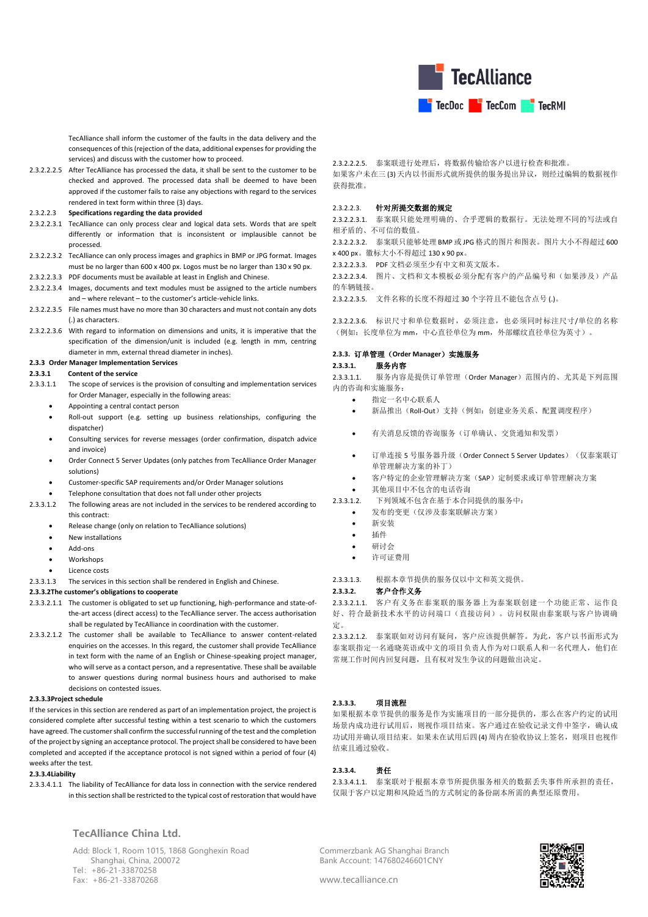TecAlliance shall inform the customer of the faults in the data delivery and the consequences of this (rejection of the data, additional expenses for providing the services) and discuss with the customer how to proceed.

2.3.2.2.2.5 After TecAlliance has processed the data, it shall be sent to the customer to be checked and approved. The processed data shall be deemed to have been approved if the customer fails to raise any objections with regard to the services rendered in text form within three (3) days.

2.3.2.2.3 **Specifications regarding the data provided**

2.3.2.2.3.1 TecAlliance can only process clear and logical data sets. Words that are spelt differently or information that is inconsistent or implausible cannot be processed.

2.3.2.2.3.2 TecAlliance can only process images and graphics in BMP or JPG format. Images must be no larger than 600 x 400 px. Logos must be no larger than 130 x 90 px.

2.3.2.2.3.3 PDF documents must be available at least in English and Chinese.

2.3.2.2.3.4 Images, documents and text modules must be assigned to the article numbers and – where relevant – to the customer's article-vehicle links.

2.3.2.2.3.5 File names must have no more than 30 characters and must not contain any dots (.) as characters.

2.3.2.2.3.6 With regard to information on dimensions and units, it is imperative that the specification of the dimension/unit is included (e.g. length in mm, centring diameter in mm, external thread diameter in inches).

**2.3.3 Order Manager Implementation Services**

**2.3.3.1 Content of the service**

2.3.3.1.1 The scope of services is the provision of consulting and implementation services for Order Manager, especially in the following areas:

- Appointing a central contact person
- Roll-out support (e.g. setting up business relationships, configuring the dispatcher)
- Consulting services for reverse messages (order confirmation, dispatch advice and invoice)
- Order Connect 5 Server Updates (only patches from TecAlliance Order Manager solutions)
- Customer-specific SAP requirements and/or Order Manager solutions
- Telephone consultation that does not fall under other projects

2.3.3.1.2 The following areas are not included in the services to be rendered according to this contract:

- Release change (only on relation to TecAlliance solutions)
- New installations
- Add-ons
- Workshops
- Licence costs

2.3.3.1.3 The services in this section shall be rendered in English and Chinese.

**2.3.3.2 The customer's obligations to cooperate**

2.3.3.2.1.1 The customer is obligated to set up functioning, high-performance and state-of-the-art access (direct access) to the TecAlliance server. The access authorisation shall be regulated by TecAlliance in coordination with the customer.

2.3.3.2.1.2 The customer shall be available to TecAlliance to answer content-related enquiries on the accesses. In this regard, the customer shall provide TecAlliance in text form with the name of an English or Chinese-speaking project manager, who will serve as a contact person, and a representative. These shall be available to answer questions during normal business hours and authorised to make decisions on contested issues.

**2.3.3.3 Project schedule**

If the services in this section are rendered as part of an implementation project, the project is considered complete after successful testing within a test scenario to which the customers have agreed. The customer shall confirm the successful running of the test and the completion of the project by signing an acceptance protocol. The project shall be considered to have been completed and accepted if the acceptance protocol is not signed within a period of four (4) weeks after the test.

**2.3.3.4 Liability**

2.3.3.4.1.1 The liability of TecAlliance for data loss in connection with the service rendered in this section shall be restricted to the typical cost of restoration that would have

2.3.2.2.2.5. 泰案联进行处理后，将数据传输给客户以进行检查和批准。如果客户未在三 (3) 天内以书面形式就所提供的服务提出异议，则经过编辑的数据视作获得批准。

2.3.2.2.3. **针对所提交数据的规定**

2.3.2.2.3.1. 泰案联只能处理明确的、合乎逻辑的数据行。无法处理不同的写法或自相矛盾的、不可信的数值。

2.3.2.2.3.2. 泰案联只能处理 BMP 或 JPG 格式的图片和图表。图片大小不得超过 600 x 400 px。徽标大小不得超过 130 x 90 px。

2.3.2.2.3.3. PDF 文档必须至少有中文和英文版本。

2.3.2.2.3.4. 图片、文档和文本模板必须分配有客户的产品编号和（如果涉及）产品的车辆链接。

2.3.2.2.3.5. 文件名称的长度不得超过 30 个字符且不能包含点号 (.)。

2.3.2.2.3.6. 标识尺寸和单位数据时，必须注意，也必须同时标注尺寸/单位的名称（例如：长度单位为 mm，中心直径单位为 mm，外部螺纹直径单位为英寸）。

**2.3.3. 订单管理（Order Manager）实施服务**

**2.3.3.1. 服务内容**

2.3.3.1.1. 服务内容是提供订单管理（Order Manager）范围内的、尤其是下列范围内的咨询和实施服务：

- 指定一名中心联系人
- 新品推出（Roll-Out）支持（例如：创建业务关系、配置调度程序）
- 有关消息反馈的咨询服务（订单确认、交货通知和发票）
- 订单连接 5 号服务器升级（Order Connect 5 Server Updates）（仅泰案联订单管理解决方案的补丁）
- 客户特定的企业管理解决方案（SAP）定制要求或订单管理解决方案
- 其他项目中不包含的电话咨询

2.3.3.1.2. 下列领域不包含在基于本合同提供的服务中：

- 发布的变更（仅涉及泰案联解决方案）
- 新安装
- 插件
- 研讨会
- 许可证费用

2.3.3.1.3. 根据本章节提供的服务仅以中文和英文提供。

**2.3.3.2. 客户合作义务**

2.3.3.2.1.1. 客户有义务在泰案联的服务器上为泰案联创建一个功能正常、运作良好、符合最新技术水平的访问端口（直接访问）。访问权限由泰案联与客户协调确定。

2.3.3.2.1.2. 泰案联如对访问有疑问，客户应该提供解答。为此，客户以书面形式为泰案联指定一名通晓英语或中文的项目负责人作为对口联系人和一名代理人，他们在常规工作时间内回复问题，且有权对发生争议的问题做出决定。

**2.3.3.3. 项目流程**

如果根据本章节提供的服务是作为实施项目的一部分提供的，那么在客户约定的试用场景内成功进行试用后，则视作项目结束。客户通过在验收记录文件中签字，确认成功试用并确认项目结束。如果未在试用后四 (4) 周内在验收协议上签名，则项目也视作结束且通过验收。

**2.3.3.4. 责任**

2.3.3.4.1.1. 泰案联对于根据本章节所提供服务相关的数据丢失事件所承担的责任，仅限于客户以定期和风险适当的方式制定的备份副本所需的典型还原费用。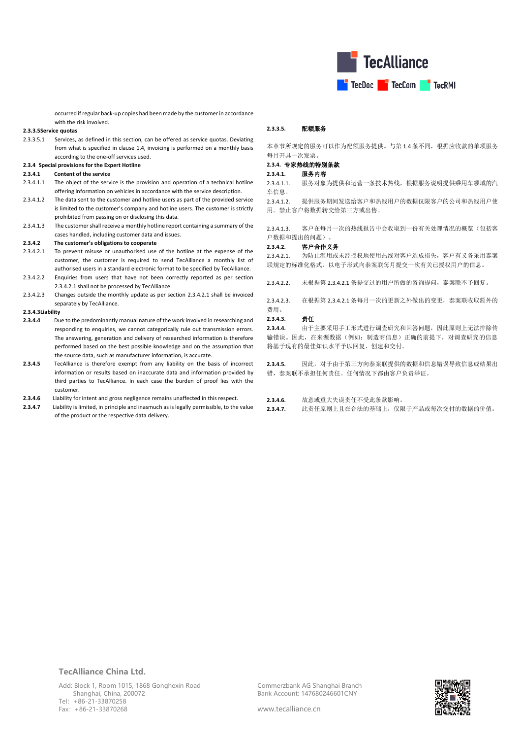occurred if regular back-up copies had been made by the customer in accordance with the risk involved.

**2.3.3.5Service quotas**

2.3.3.5.1 Services, as defined in this section, can be offered as service quotas. Deviating from what is specified in clause 1.4, invoicing is performed on a monthly basis according to the one-off services used.

**2.3.4 Special provisions for the Expert Hotline**

**2.3.4.1 Content of the service**

2.3.4.1.1 The object of the service is the provision and operation of a technical hotline offering information on vehicles in accordance with the service description.

2.3.4.1.2 The data sent to the customer and hotline users as part of the provided service is limited to the customer's company and hotline users. The customer is strictly prohibited from passing on or disclosing this data.

2.3.4.1.3 The customer shall receive a monthly hotline report containing a summary of the cases handled, including customer data and issues.

**2.3.4.2 The customer's obligations to cooperate**

2.3.4.2.1 To prevent misuse or unauthorised use of the hotline at the expense of the customer, the customer is required to send TecAlliance a monthly list of authorised users in a standard electronic format to be specified by TecAlliance.

2.3.4.2.2 Enquiries from users that have not been correctly reported as per section 2.3.4.2.1 shall not be processed by TecAlliance.

2.3.4.2.3 Changes outside the monthly update as per section 2.3.4.2.1 shall be invoiced separately by TecAlliance.

**2.3.4.3Liability**

**2.3.4.4** Due to the predominantly manual nature of the work involved in researching and responding to enquiries, we cannot categorically rule out transmission errors. The answering, generation and delivery of researched information is therefore performed based on the best possible knowledge and on the assumption that the source data, such as manufacturer information, is accurate.

**2.3.4.5** TecAlliance is therefore exempt from any liability on the basis of incorrect information or results based on inaccurate data and information provided by third parties to TecAlliance. In each case the burden of proof lies with the customer.

**2.3.4.6** Liability for intent and gross negligence remains unaffected in this respect.

**2.3.4.7** Liability is limited, in principle and inasmuch as is legally permissible, to the value of the product or the respective data delivery.

**2.3.3.5. 配额服务**

本章节所规定的服务可以作为配额服务提供。与第 1.4 条不同，根据应收款的单项服务每月开具一次发票。

**2.3.4. 专家热线的特别条款**

**2.3.4.1. 服务内容**

2.3.4.1.1. 服务对象为提供和运营一条技术热线，根据服务说明提供乘用车领域的汽车信息。

2.3.4.1.2. 提供服务期间发送给客户和热线用户的数据仅限客户的公司和热线用户使用。禁止客户将数据转交给第三方或出售。

2.3.4.1.3. 客户在每月一次的热线报告中会收取到一份有关处理情况的概览（包括客户数据和提出的问题）。

**2.3.4.2. 客户合作义务**

2.3.4.2.1. 为防止滥用或未经授权地使用热线对客户造成损失，客户有义务采用泰案联规定的标准化格式，以电子形式向泰案联每月提交一次有关已授权用户的信息。

2.3.4.2.2. 未根据第 2.3.4.2.1 条提交过的用户所做的咨询提问，泰案联不予回复。

2.3.4.2.3. 在根据第 2.3.4.2.1 条每月一次的更新之外做出的变更，泰案联收取额外的费用。

**2.3.4.3. 责任**

**2.3.4.4.** 由于主要采用手工形式进行调查研究和回答问题，因此原则上无法排除传输错误。因此，在来源数据（例如：制造商信息）正确的前提下，对调查研究的信息将基于现有的最佳知识水平予以回复、创建和交付。

**2.3.4.5.** 因此，对于由于第三方向泰案联提供的数据和信息错误导致信息或结果出错，泰案联不承担任何责任。任何情况下都由客户负责举证。

**2.3.4.6.** 故意或重大失误责任不受此条款影响。

**2.3.4.7.** 此责任原则上且在合法的基础上，仅限于产品或每次交付的数据的价值。